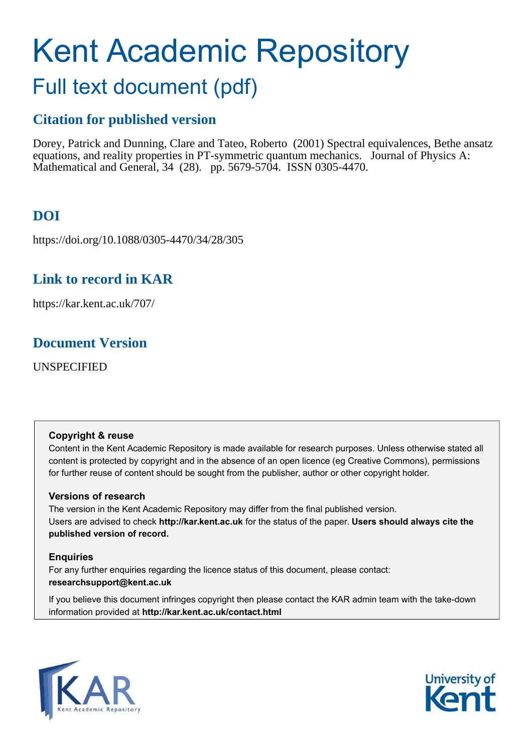# Kent Academic Repository

## Full text document (pdf)

## Citation for published version

Dorey, Patrick and Dunning, Clare and Tateo, Roberto (2001) Spectral equivalences, Bethe ansatz equations, and reality properties in PT-symmetric quantum mechanics. Journal of Physics A: Mathematical and General, 34 (28). pp. 5679-5704. ISSN 0305-4470.

## DOI

https://doi.org/10.1088/0305-4470/34/28/305

## Link to record in KAR

https://kar.kent.ac.uk/707/

## Document Version

UNSPECIFIED

**Copyright & reuse**

Content in the Kent Academic Repository is made available for research purposes. Unless otherwise stated all content is protected by copyright and in the absence of an open licence (eg Creative Commons), permissions for further reuse of content should be sought from the publisher, author or other copyright holder.

**Versions of research**

The version in the Kent Academic Repository may differ from the final published version. Users are advised to check **http://kar.kent.ac.uk** for the status of the paper. **Users should always cite the published version of record.**

**Enquiries**

For any further enquiries regarding the licence status of this document, please contact: **researchsupport@kent.ac.uk**

If you believe this document infringes copyright then please contact the KAR admin team with the take-down information provided at **http://kar.kent.ac.uk/contact.html**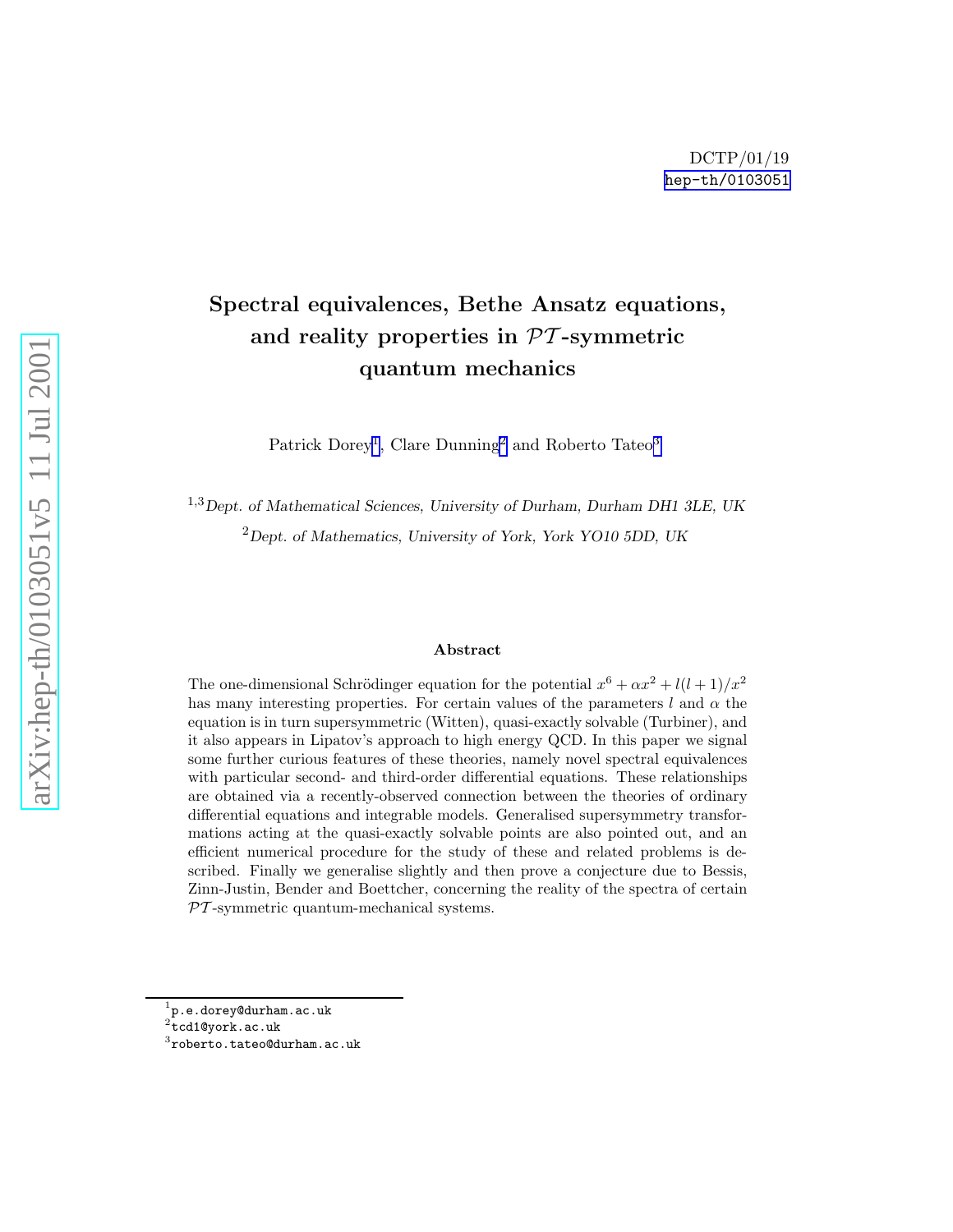DCTP/01/19
hep-th/0103051

# Spectral equivalences, Bethe Ansatz equations, and reality properties in $\mathcal{PT}$-symmetric quantum mechanics

Patrick Dorey[1], Clare Dunning[2] and Roberto Tateo[3]

[1,3] *Dept. of Mathematical Sciences, University of Durham, Durham DH1 3LE, UK*

[2] *Dept. of Mathematics, University of York, York YO10 5DD, UK*

### Abstract

The one-dimensional Schrödinger equation for the potential $x^6 + \alpha x^2 + l(l+1)/x^2$ has many interesting properties. For certain values of the parameters $l$ and $\alpha$ the equation is in turn supersymmetric (Witten), quasi-exactly solvable (Turbiner), and it also appears in Lipatov's approach to high energy QCD. In this paper we signal some further curious features of these theories, namely novel spectral equivalences with particular second- and third-order differential equations. These relationships are obtained via a recently-observed connection between the theories of ordinary differential equations and integrable models. Generalised supersymmetry transformations acting at the quasi-exactly solvable points are also pointed out, and an efficient numerical procedure for the study of these and related problems is described. Finally we generalise slightly and then prove a conjecture due to Bessis, Zinn-Justin, Bender and Boettcher, concerning the reality of the spectra of certain $\mathcal{PT}$-symmetric quantum-mechanical systems.

[1] p.e.dorey@durham.ac.uk
[2] tcd1@york.ac.uk
[3] roberto.tateo@durham.ac.uk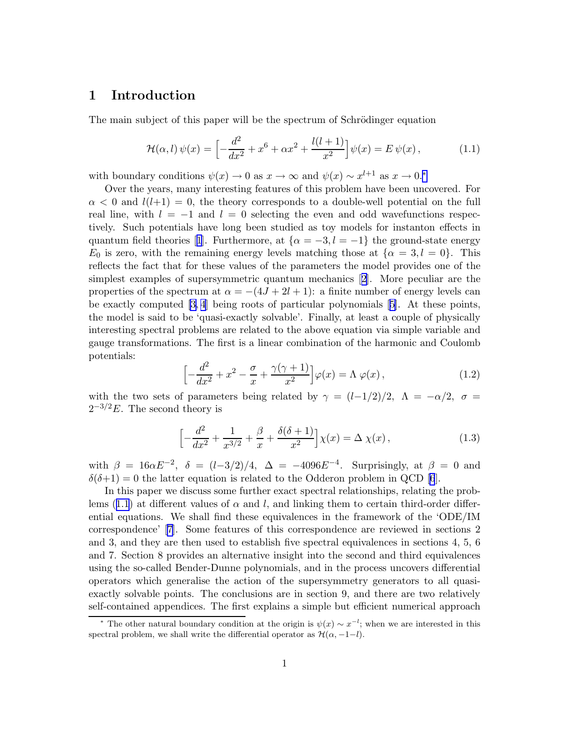# 1 Introduction

The main subject of this paper will be the spectrum of Schrödinger equation

$$\mathcal{H}(\alpha, l)\,\psi(x) = \Big[-\frac{d^2}{dx^2} + x^6 + \alpha x^2 + \frac{l(l+1)}{x^2}\Big]\psi(x) = E\,\psi(x)\,, \tag{1.1}$$

with boundary conditions $\psi(x) \to 0$ as $x \to \infty$ and $\psi(x) \sim x^{l+1}$ as $x \to 0$.*

Over the years, many interesting features of this problem have been uncovered. For $\alpha < 0$ and $l(l+1) = 0$, the theory corresponds to a double-well potential on the full real line, with $l = -1$ and $l = 0$ selecting the even and odd wavefunctions respectively. Such potentials have long been studied as toy models for instanton effects in quantum field theories [1]. Furthermore, at $\{\alpha = -3, l = -1\}$ the ground-state energy $E_0$ is zero, with the remaining energy levels matching those at $\{\alpha = 3, l = 0\}$. This reflects the fact that for these values of the parameters the model provides one of the simplest examples of supersymmetric quantum mechanics [2]. More peculiar are the properties of the spectrum at $\alpha = -(4J + 2l + 1)$: a finite number of energy levels can be exactly computed [3, 4] being roots of particular polynomials [5]. At these points, the model is said to be 'quasi-exactly solvable'. Finally, at least a couple of physically interesting spectral problems are related to the above equation via simple variable and gauge transformations. The first is a linear combination of the harmonic and Coulomb potentials:

$$\Big[-\frac{d^2}{dx^2} + x^2 - \frac{\sigma}{x} + \frac{\gamma(\gamma+1)}{x^2}\Big]\varphi(x) = \Lambda\,\varphi(x)\,, \tag{1.2}$$

with the two sets of parameters being related by $\gamma = (l - 1/2)/2$, $\Lambda = -\alpha/2$, $\sigma = 2^{-3/2}E$. The second theory is

$$\Big[-\frac{d^2}{dx^2} + \frac{1}{x^{3/2}} + \frac{\beta}{x} + \frac{\delta(\delta+1)}{x^2}\Big]\chi(x) = \Delta\,\chi(x)\,, \tag{1.3}$$

with $\beta = 16\alpha E^{-2}$, $\delta = (l - 3/2)/4$, $\Delta = -4096E^{-4}$. Surprisingly, at $\beta = 0$ and $\delta(\delta+1) = 0$ the latter equation is related to the Odderon problem in QCD [6].

In this paper we discuss some further exact spectral relationships, relating the problems (1.1) at different values of $\alpha$ and $l$, and linking them to certain third-order differential equations. We shall find these equivalences in the framework of the 'ODE/IM correspondence' [7]. Some features of this correspondence are reviewed in sections 2 and 3, and they are then used to establish five spectral equivalences in sections 4, 5, 6 and 7. Section 8 provides an alternative insight into the second and third equivalences using the so-called Bender-Dunne polynomials, and in the process uncovers differential operators which generalise the action of the supersymmetry generators to all quasi-exactly solvable points. The conclusions are in section 9, and there are two relatively self-contained appendices. The first explains a simple but efficient numerical approach

---

* The other natural boundary condition at the origin is $\psi(x) \sim x^{-l}$; when we are interested in this spectral problem, we shall write the differential operator as $\mathcal{H}(\alpha, -1-l)$.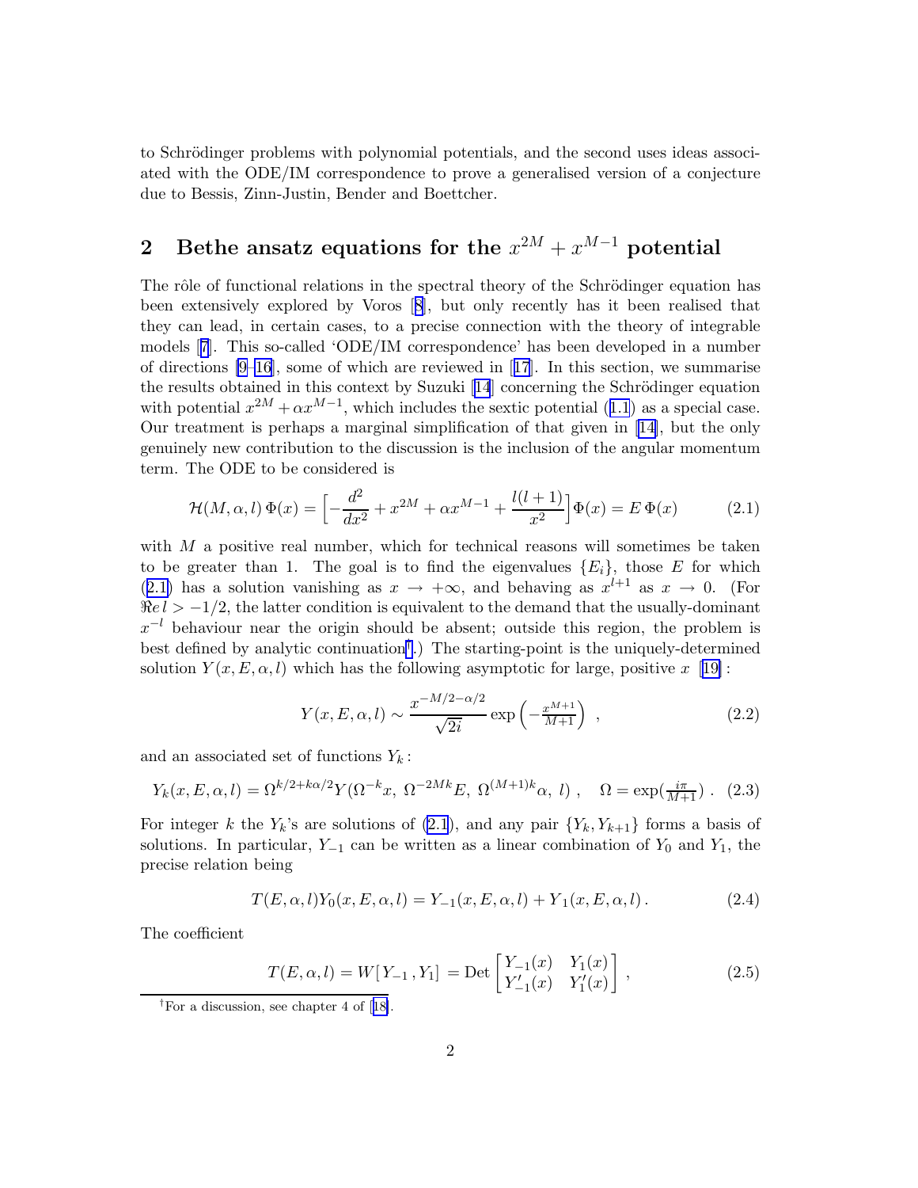to Schrödinger problems with polynomial potentials, and the second uses ideas associated with the ODE/IM correspondence to prove a generalised version of a conjecture due to Bessis, Zinn-Justin, Bender and Boettcher.

## 2 Bethe ansatz equations for the $x^{2M} + x^{M-1}$ potential

The rôle of functional relations in the spectral theory of the Schrödinger equation has been extensively explored by Voros [8], but only recently has it been realised that they can lead, in certain cases, to a precise connection with the theory of integrable models [7]. This so-called 'ODE/IM correspondence' has been developed in a number of directions [9–16], some of which are reviewed in [17]. In this section, we summarise the results obtained in this context by Suzuki [14] concerning the Schrödinger equation with potential $x^{2M} + \alpha x^{M-1}$, which includes the sextic potential (1.1) as a special case. Our treatment is perhaps a marginal simplification of that given in [14], but the only genuinely new contribution to the discussion is the inclusion of the angular momentum term. The ODE to be considered is

$$\mathcal{H}(M, \alpha, l)\,\Phi(x) = \Big[ -\frac{d^2}{dx^2} + x^{2M} + \alpha x^{M-1} + \frac{l(l+1)}{x^2} \Big] \Phi(x) = E\,\Phi(x) \tag{2.1}$$

with $M$ a positive real number, which for technical reasons will sometimes be taken to be greater than 1. The goal is to find the eigenvalues $\{E_i\}$, those $E$ for which (2.1) has a solution vanishing as $x \to +\infty$, and behaving as $x^{l+1}$ as $x \to 0$. (For $\Re e\, l > -1/2$, the latter condition is equivalent to the demand that the usually-dominant $x^{-l}$ behaviour near the origin should be absent; outside this region, the problem is best defined by analytic continuation[†].) The starting-point is the uniquely-determined solution $Y(x, E, \alpha, l)$ which has the following asymptotic for large, positive $x$ [19]:

$$Y(x, E, \alpha, l) \sim \frac{x^{-M/2-\alpha/2}}{\sqrt{2i}} \exp\left(-\tfrac{x^{M+1}}{M+1}\right) \,, \tag{2.2}$$

and an associated set of functions $Y_k$:

$$Y_k(x, E, \alpha, l) = \Omega^{k/2+k\alpha/2} Y(\Omega^{-k}x,\ \Omega^{-2Mk}E,\ \Omega^{(M+1)k}\alpha,\ l)\ , \quad \Omega = \exp(\tfrac{i\pi}{M+1})\ . \tag{2.3}$$

For integer $k$ the $Y_k$'s are solutions of (2.1), and any pair $\{Y_k, Y_{k+1}\}$ forms a basis of solutions. In particular, $Y_{-1}$ can be written as a linear combination of $Y_0$ and $Y_1$, the precise relation being

$$T(E, \alpha, l) Y_0(x, E, \alpha, l) = Y_{-1}(x, E, \alpha, l) + Y_1(x, E, \alpha, l)\,. \tag{2.4}$$

The coefficient

$$T(E, \alpha, l) = W[Y_{-1}, Y_1] = \mathrm{Det}\begin{bmatrix} Y_{-1}(x) & Y_1(x) \\ Y'_{-1}(x) & Y'_1(x) \end{bmatrix}\,, \tag{2.5}$$

[†] For a discussion, see chapter 4 of [18].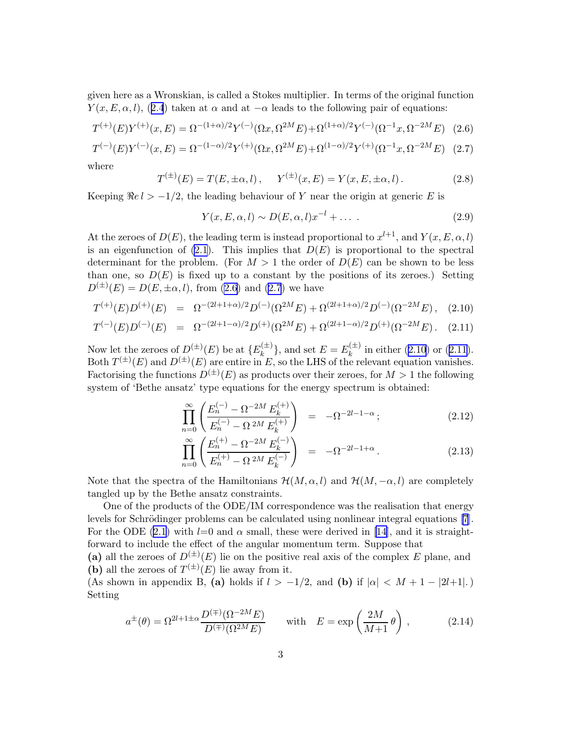given here as a Wronskian, is called a Stokes multiplier. In terms of the original function $Y(x,E,\alpha,l)$, (2.4) taken at $\alpha$ and at $-\alpha$ leads to the following pair of equations:

$$T^{(+)}(E)Y^{(+)}(x,E)=\Omega^{-(1+\alpha)/2}Y^{(-)}(\Omega x,\Omega^{2M}E)+\Omega^{(1+\alpha)/2}Y^{(-)}(\Omega^{-1}x,\Omega^{-2M}E) \quad (2.6)$$

$$T^{(-)}(E)Y^{(-)}(x,E)=\Omega^{-(1-\alpha)/2}Y^{(+)}(\Omega x,\Omega^{2M}E)+\Omega^{(1-\alpha)/2}Y^{(+)}(\Omega^{-1}x,\Omega^{-2M}E) \quad (2.7)$$

where

$$T^{(\pm)}(E)=T(E,\pm\alpha,l)\,,\qquad Y^{(\pm)}(x,E)=Y(x,E,\pm\alpha,l)\,. \quad (2.8)$$

Keeping $\Re e\, l>-1/2$, the leading behaviour of $Y$ near the origin at generic $E$ is

$$Y(x,E,\alpha,l)\sim D(E,\alpha,l)x^{-l}+\dots\,. \quad (2.9)$$

At the zeroes of $D(E)$, the leading term is instead proportional to $x^{l+1}$, and $Y(x,E,\alpha,l)$ is an eigenfunction of (2.1). This implies that $D(E)$ is proportional to the spectral determinant for the problem. (For $M>1$ the order of $D(E)$ can be shown to be less than one, so $D(E)$ is fixed up to a constant by the positions of its zeroes.) Setting $D^{(\pm)}(E)=D(E,\pm\alpha,l)$, from (2.6) and (2.7) we have

$$T^{(+)}(E)D^{(+)}(E) \;=\; \Omega^{-(2l+1+\alpha)/2}D^{(-)}(\Omega^{2M}E)+\Omega^{(2l+1+\alpha)/2}D^{(-)}(\Omega^{-2M}E)\,, \quad (2.10)$$

$$T^{(-)}(E)D^{(-)}(E) \;=\; \Omega^{-(2l+1-\alpha)/2}D^{(+)}(\Omega^{2M}E)+\Omega^{(2l+1-\alpha)/2}D^{(+)}(\Omega^{-2M}E)\,. \quad (2.11)$$

Now let the zeroes of $D^{(\pm)}(E)$ be at $\{E_k^{(\pm)}\}$, and set $E=E_k^{(\pm)}$ in either (2.10) or (2.11). Both $T^{(\pm)}(E)$ and $D^{(\pm)}(E)$ are entire in $E$, so the LHS of the relevant equation vanishes. Factorising the functions $D^{(\pm)}(E)$ as products over their zeroes, for $M>1$ the following system of 'Bethe ansatz' type equations for the energy spectrum is obtained:

$$\prod_{n=0}^{\infty}\left(\frac{E_n^{(-)}-\Omega^{-2M}E_k^{(+)}}{E_n^{(-)}-\Omega^{\,2M}E_k^{(+)}}\right) \;=\; -\Omega^{-2l-1-\alpha}\,; \quad (2.12)$$

$$\prod_{n=0}^{\infty}\left(\frac{E_n^{(+)}-\Omega^{-2M}E_k^{(-)}}{E_n^{(+)}-\Omega^{\,2M}E_k^{(-)}}\right) \;=\; -\Omega^{-2l-1+\alpha}\,. \quad (2.13)$$

Note that the spectra of the Hamiltonians $\mathcal{H}(M,\alpha,l)$ and $\mathcal{H}(M,-\alpha,l)$ are completely tangled up by the Bethe ansatz constraints.

One of the products of the ODE/IM correspondence was the realisation that energy levels for Schrödinger problems can be calculated using nonlinear integral equations [7]. For the ODE (2.1) with $l$=0 and $\alpha$ small, these were derived in [14], and it is straightforward to include the effect of the angular momentum term. Suppose that
**(a)** all the zeroes of $D^{(\pm)}(E)$ lie on the positive real axis of the complex $E$ plane, and
**(b)** all the zeroes of $T^{(\pm)}(E)$ lie away from it.
(As shown in appendix B, **(a)** holds if $l>-1/2$, and **(b)** if $|\alpha|<M+1-|2l{+}1|$.) Setting

$$a^{\pm}(\theta)=\Omega^{2l+1\pm\alpha}\frac{D^{(\mp)}(\Omega^{-2M}E)}{D^{(\mp)}(\Omega^{2M}E)}\qquad\text{with}\quad E=\exp\left(\frac{2M}{M{+}1}\,\theta\right)\,, \quad (2.14)$$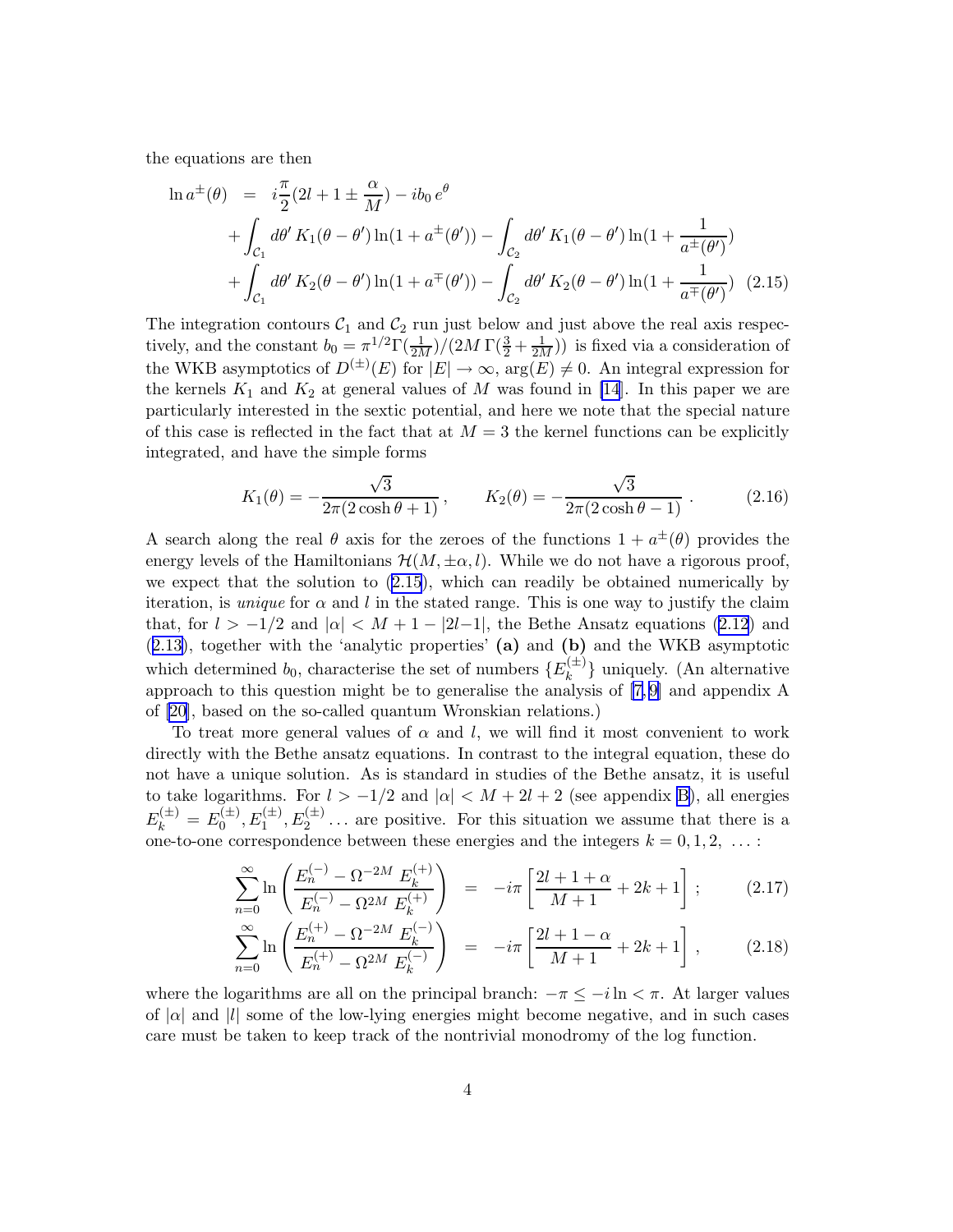the equations are then

$$
\begin{aligned}
\ln a^{\pm}(\theta) &= i\frac{\pi}{2}(2l+1 \pm \frac{\alpha}{M}) - ib_0\, e^{\theta} \\
&+ \int_{\mathcal{C}_1} d\theta'\, K_1(\theta-\theta') \ln(1+a^{\pm}(\theta')) - \int_{\mathcal{C}_2} d\theta'\, K_1(\theta-\theta') \ln(1+\frac{1}{a^{\pm}(\theta')}) \\
&+ \int_{\mathcal{C}_1} d\theta'\, K_2(\theta-\theta') \ln(1+a^{\mp}(\theta')) - \int_{\mathcal{C}_2} d\theta'\, K_2(\theta-\theta') \ln(1+\frac{1}{a^{\mp}(\theta')})
\end{aligned}
\tag{2.15}
$$

The integration contours $\mathcal{C}_1$ and $\mathcal{C}_2$ run just below and just above the real axis respectively, and the constant $b_0 = \pi^{1/2}\Gamma(\frac{1}{2M})/(2M\,\Gamma(\frac{3}{2}+\frac{1}{2M}))$ is fixed via a consideration of the WKB asymptotics of $D^{(\pm)}(E)$ for $|E| \to \infty$, $\arg(E) \neq 0$. An integral expression for the kernels $K_1$ and $K_2$ at general values of $M$ was found in [14]. In this paper we are particularly interested in the sextic potential, and here we note that the special nature of this case is reflected in the fact that at $M=3$ the kernel functions can be explicitly integrated, and have the simple forms

$$
K_1(\theta) = -\frac{\sqrt{3}}{2\pi(2\cosh\theta+1)}\,, \qquad K_2(\theta) = -\frac{\sqrt{3}}{2\pi(2\cosh\theta-1)}\,. \tag{2.16}
$$

A search along the real $\theta$ axis for the zeroes of the functions $1+a^{\pm}(\theta)$ provides the energy levels of the Hamiltonians $\mathcal{H}(M,\pm\alpha,l)$. While we do not have a rigorous proof, we expect that the solution to (2.15), which can readily be obtained numerically by iteration, is *unique* for $\alpha$ and $l$ in the stated range. This is one way to justify the claim that, for $l > -1/2$ and $|\alpha| < M+1-|2l{-}1|$, the Bethe Ansatz equations (2.12) and (2.13), together with the 'analytic properties' **(a)** and **(b)** and the WKB asymptotic which determined $b_0$, characterise the set of numbers $\{E_k^{(\pm)}\}$ uniquely. (An alternative approach to this question might be to generalise the analysis of [7,9] and appendix A of [20], based on the so-called quantum Wronskian relations.)

To treat more general values of $\alpha$ and $l$, we will find it most convenient to work directly with the Bethe ansatz equations. In contrast to the integral equation, these do not have a unique solution. As is standard in studies of the Bethe ansatz, it is useful to take logarithms. For $l > -1/2$ and $|\alpha| < M+2l+2$ (see appendix B), all energies $E_k^{(\pm)} = E_0^{(\pm)}, E_1^{(\pm)}, E_2^{(\pm)} \ldots$ are positive. For this situation we assume that there is a one-to-one correspondence between these energies and the integers $k = 0, 1, 2, \ \ldots$ :

$$
\sum_{n=0}^{\infty} \ln\left(\frac{E_n^{(-)} - \Omega^{-2M}\, E_k^{(+)}}{E_n^{(-)} - \Omega^{2M}\, E_k^{(+)}}\right) = -i\pi\left[\frac{2l+1+\alpha}{M+1} + 2k + 1\right]\,; \tag{2.17}
$$

$$
\sum_{n=0}^{\infty} \ln\left(\frac{E_n^{(+)} - \Omega^{-2M}\, E_k^{(-)}}{E_n^{(+)} - \Omega^{2M}\, E_k^{(-)}}\right) = -i\pi\left[\frac{2l+1-\alpha}{M+1} + 2k + 1\right]\,, \tag{2.18}
$$

where the logarithms are all on the principal branch: $-\pi \le -i\ln < \pi$. At larger values of $|\alpha|$ and $|l|$ some of the low-lying energies might become negative, and in such cases care must be taken to keep track of the nontrivial monodromy of the log function.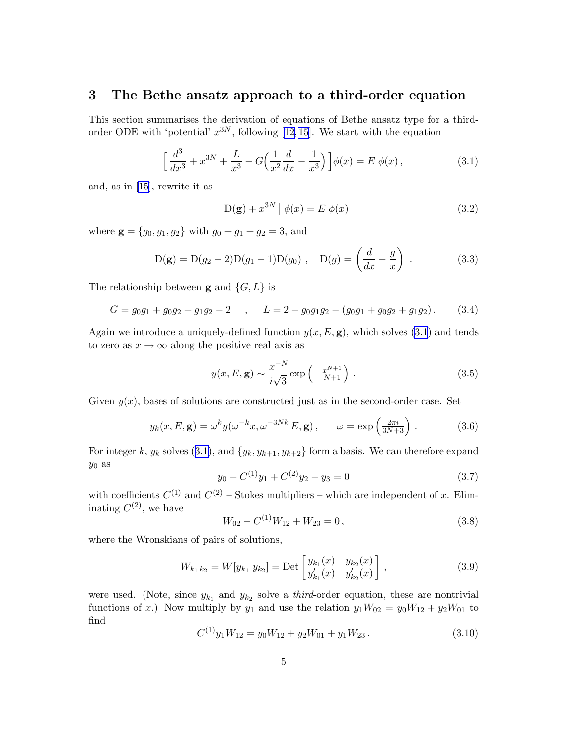## 3 The Bethe ansatz approach to a third-order equation

This section summarises the derivation of equations of Bethe ansatz type for a third-order ODE with 'potential' $x^{3N}$, following [12, 15]. We start with the equation

$$\Big[ \frac{d^3}{dx^3} + x^{3N} + \frac{L}{x^3} - G\Big(\frac{1}{x^2}\frac{d}{dx} - \frac{1}{x^3}\Big) \Big] \phi(x) = E \; \phi(x) \,, \tag{3.1}$$

and, as in [15], rewrite it as

$$\big[ \, \mathrm{D}(\mathbf{g}) + x^{3N} \, \big] \, \phi(x) = E \; \phi(x) \tag{3.2}$$

where $\mathbf{g} = \{g_0, g_1, g_2\}$ with $g_0 + g_1 + g_2 = 3$, and

$$\mathrm{D}(\mathbf{g}) = \mathrm{D}(g_2 - 2)\mathrm{D}(g_1 - 1)\mathrm{D}(g_0) \ , \quad \mathrm{D}(g) = \left( \frac{d}{dx} - \frac{g}{x} \right) \ . \tag{3.3}$$

The relationship between $\mathbf{g}$ and $\{G, L\}$ is

$$G = g_0 g_1 + g_0 g_2 + g_1 g_2 - 2 \quad , \quad L = 2 - g_0 g_1 g_2 - (g_0 g_1 + g_0 g_2 + g_1 g_2) \,. \tag{3.4}$$

Again we introduce a uniquely-defined function $y(x, E, \mathbf{g})$, which solves (3.1) and tends to zero as $x \to \infty$ along the positive real axis as

$$y(x, E, \mathbf{g}) \sim \frac{x^{-N}}{i\sqrt{3}} \exp\left( -\tfrac{x^{N+1}}{N+1} \right) \,. \tag{3.5}$$

Given $y(x)$, bases of solutions are constructed just as in the second-order case. Set

$$y_k(x, E, \mathbf{g}) = \omega^k y(\omega^{-k} x, \omega^{-3Nk} E, \mathbf{g}) \,, \qquad \omega = \exp\left( \tfrac{2\pi i}{3N+3} \right) \,. \tag{3.6}$$

For integer $k$, $y_k$ solves (3.1), and $\{y_k, y_{k+1}, y_{k+2}\}$ form a basis. We can therefore expand $y_0$ as

$$y_0 - C^{(1)} y_1 + C^{(2)} y_2 - y_3 = 0 \tag{3.7}$$

with coefficients $C^{(1)}$ and $C^{(2)}$ – Stokes multipliers – which are independent of $x$. Eliminating $C^{(2)}$, we have

$$W_{02} - C^{(1)} W_{12} + W_{23} = 0 \,, \tag{3.8}$$

where the Wronskians of pairs of solutions,

$$W_{k_1 \, k_2} = W[y_{k_1} \; y_{k_2}] = \mathrm{Det} \begin{bmatrix} y_{k_1}(x) & y_{k_2}(x) \\ y'_{k_1}(x) & y'_{k_2}(x) \end{bmatrix} \,, \tag{3.9}$$

were used. (Note, since $y_{k_1}$ and $y_{k_2}$ solve a *third*-order equation, these are nontrivial functions of $x$.) Now multiply by $y_1$ and use the relation $y_1 W_{02} = y_0 W_{12} + y_2 W_{01}$ to find

$$C^{(1)} y_1 W_{12} = y_0 W_{12} + y_2 W_{01} + y_1 W_{23} \,. \tag{3.10}$$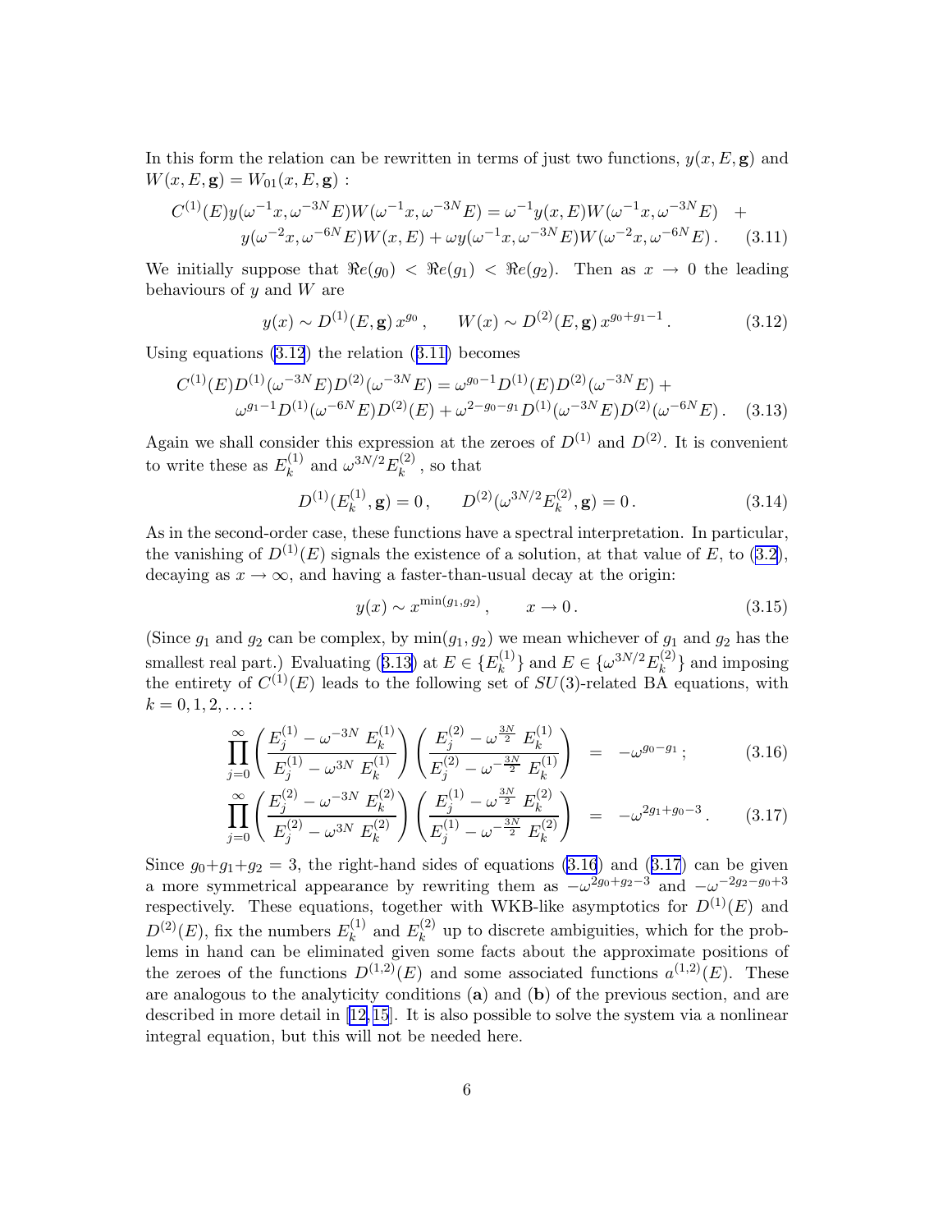In this form the relation can be rewritten in terms of just two functions, $y(x, E, \mathbf{g})$ and $W(x, E, \mathbf{g}) = W_{01}(x, E, \mathbf{g})$ :

$$C^{(1)}(E)y(\omega^{-1}x, \omega^{-3N}E)W(\omega^{-1}x, \omega^{-3N}E) = \omega^{-1}y(x, E)W(\omega^{-1}x, \omega^{-3N}E) \quad + \\ y(\omega^{-2}x, \omega^{-6N}E)W(x, E) + \omega y(\omega^{-1}x, \omega^{-3N}E)W(\omega^{-2}x, \omega^{-6N}E)\,. \tag{3.11}$$

We initially suppose that $\Re e(g_0) < \Re e(g_1) < \Re e(g_2)$. Then as $x \to 0$ the leading behaviours of $y$ and $W$ are

$$y(x) \sim D^{(1)}(E, \mathbf{g})\, x^{g_0}\,, \qquad W(x) \sim D^{(2)}(E, \mathbf{g})\, x^{g_0+g_1-1}\,. \tag{3.12}$$

Using equations (3.12) the relation (3.11) becomes

$$C^{(1)}(E)D^{(1)}(\omega^{-3N}E)D^{(2)}(\omega^{-3N}E) = \omega^{g_0-1}D^{(1)}(E)D^{(2)}(\omega^{-3N}E) + \\ \omega^{g_1-1}D^{(1)}(\omega^{-6N}E)D^{(2)}(E) + \omega^{2-g_0-g_1}D^{(1)}(\omega^{-3N}E)D^{(2)}(\omega^{-6N}E)\,. \tag{3.13}$$

Again we shall consider this expression at the zeroes of $D^{(1)}$ and $D^{(2)}$. It is convenient to write these as $E_k^{(1)}$ and $\omega^{3N/2}E_k^{(2)}$, so that

$$D^{(1)}(E_k^{(1)}, \mathbf{g}) = 0\,, \qquad D^{(2)}(\omega^{3N/2}E_k^{(2)}, \mathbf{g}) = 0\,. \tag{3.14}$$

As in the second-order case, these functions have a spectral interpretation. In particular, the vanishing of $D^{(1)}(E)$ signals the existence of a solution, at that value of $E$, to (3.2), decaying as $x \to \infty$, and having a faster-than-usual decay at the origin:

$$y(x) \sim x^{\min(g_1, g_2)}\,, \qquad x \to 0\,. \tag{3.15}$$

(Since $g_1$ and $g_2$ can be complex, by $\min(g_1, g_2)$ we mean whichever of $g_1$ and $g_2$ has the smallest real part.) Evaluating (3.13) at $E \in \{E_k^{(1)}\}$ and $E \in \{\omega^{3N/2}E_k^{(2)}\}$ and imposing the entirety of $C^{(1)}(E)$ leads to the following set of $SU(3)$-related BA equations, with $k = 0, 1, 2, \ldots$ :

$$\prod_{j=0}^{\infty} \left( \frac{E_j^{(1)} - \omega^{-3N}\, E_k^{(1)}}{E_j^{(1)} - \omega^{3N}\, E_k^{(1)}} \right) \left( \frac{E_j^{(2)} - \omega^{\frac{3N}{2}}\, E_k^{(1)}}{E_j^{(2)} - \omega^{-\frac{3N}{2}}\, E_k^{(1)}} \right) \;=\; -\omega^{g_0-g_1}\,; \tag{3.16}$$

$$\prod_{j=0}^{\infty} \left( \frac{E_j^{(2)} - \omega^{-3N}\, E_k^{(2)}}{E_j^{(2)} - \omega^{3N}\, E_k^{(2)}} \right) \left( \frac{E_j^{(1)} - \omega^{\frac{3N}{2}}\, E_k^{(2)}}{E_j^{(1)} - \omega^{-\frac{3N}{2}}\, E_k^{(2)}} \right) \;=\; -\omega^{2g_1+g_0-3}\,. \tag{3.17}$$

Since $g_0+g_1+g_2 = 3$, the right-hand sides of equations (3.16) and (3.17) can be given a more symmetrical appearance by rewriting them as $-\omega^{2g_0+g_2-3}$ and $-\omega^{-2g_2-g_0+3}$ respectively. These equations, together with WKB-like asymptotics for $D^{(1)}(E)$ and $D^{(2)}(E)$, fix the numbers $E_k^{(1)}$ and $E_k^{(2)}$ up to discrete ambiguities, which for the problems in hand can be eliminated given some facts about the approximate positions of the zeroes of the functions $D^{(1,2)}(E)$ and some associated functions $a^{(1,2)}(E)$. These are analogous to the analyticity conditions (**a**) and (**b**) of the previous section, and are described in more detail in [12,15]. It is also possible to solve the system via a nonlinear integral equation, but this will not be needed here.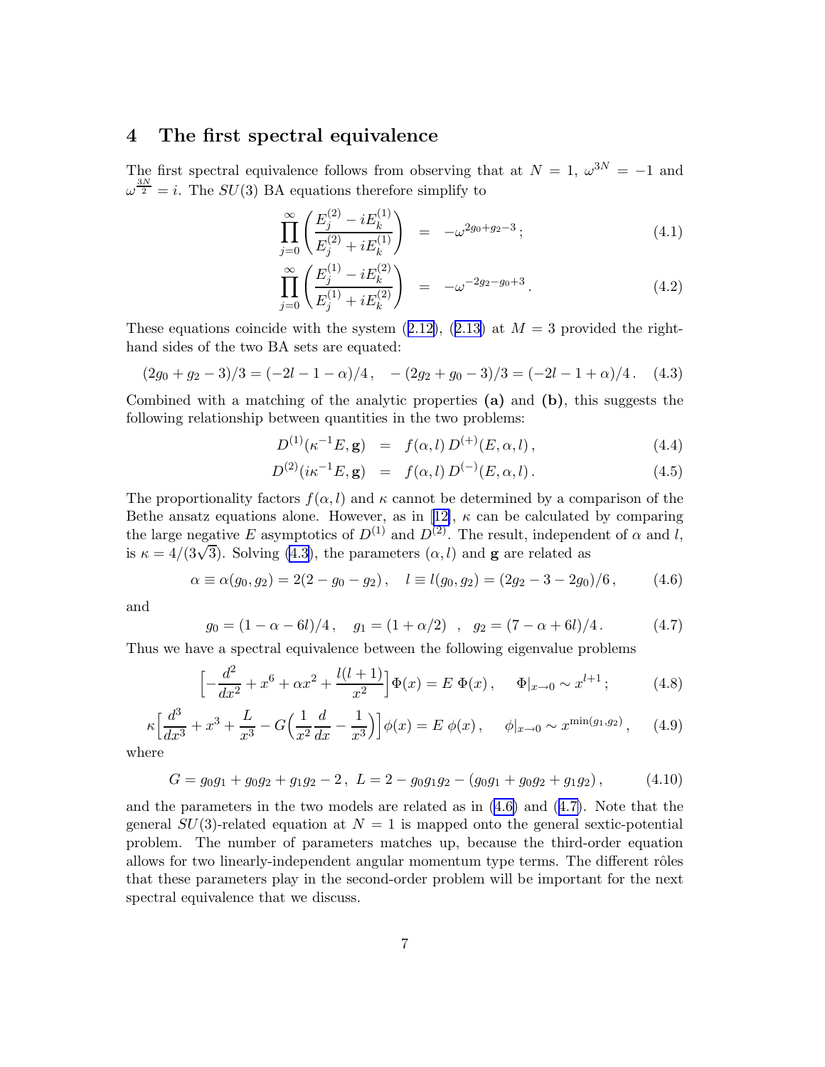## 4 The first spectral equivalence

The first spectral equivalence follows from observing that at $N = 1$, $\omega^{3N} = -1$ and $\omega^{\frac{3N}{2}} = i$. The $SU(3)$ BA equations therefore simplify to

$$\prod_{j=0}^{\infty} \left( \frac{E_j^{(2)} - iE_k^{(1)}}{E_j^{(2)} + iE_k^{(1)}} \right) = -\omega^{2g_0+g_2-3} ; \tag{4.1}$$

$$\prod_{j=0}^{\infty} \left( \frac{E_j^{(1)} - iE_k^{(2)}}{E_j^{(1)} + iE_k^{(2)}} \right) = -\omega^{-2g_2-g_0+3} . \tag{4.2}$$

These equations coincide with the system (2.12), (2.13) at $M = 3$ provided the right-hand sides of the two BA sets are equated:

$$(2g_0 + g_2 - 3)/3 = (-2l - 1 - \alpha)/4 , \quad -(2g_2 + g_0 - 3)/3 = (-2l - 1 + \alpha)/4 . \tag{4.3}$$

Combined with a matching of the analytic properties **(a)** and **(b)**, this suggests the following relationship between quantities in the two problems:

$$D^{(1)}(\kappa^{-1}E, \mathbf{g}) = f(\alpha, l)\, D^{(+)}(E, \alpha, l) , \tag{4.4}$$

$$D^{(2)}(i\kappa^{-1}E, \mathbf{g}) = f(\alpha, l)\, D^{(-)}(E, \alpha, l) . \tag{4.5}$$

The proportionality factors $f(\alpha, l)$ and $\kappa$ cannot be determined by a comparison of the Bethe ansatz equations alone. However, as in [12], $\kappa$ can be calculated by comparing the large negative $E$ asymptotics of $D^{(1)}$ and $D^{(2)}$. The result, independent of $\alpha$ and $l$, is $\kappa = 4/(3\sqrt{3})$. Solving (4.3), the parameters $(\alpha, l)$ and $\mathbf{g}$ are related as

$$\alpha \equiv \alpha(g_0, g_2) = 2(2 - g_0 - g_2) , \quad l \equiv l(g_0, g_2) = (2g_2 - 3 - 2g_0)/6 , \tag{4.6}$$

and

$$g_0 = (1 - \alpha - 6l)/4 , \quad g_1 = (1 + \alpha/2) \quad , \quad g_2 = (7 - \alpha + 6l)/4 . \tag{4.7}$$

Thus we have a spectral equivalence between the following eigenvalue problems

$$\Big[ -\frac{d^2}{dx^2} + x^6 + \alpha x^2 + \frac{l(l+1)}{x^2} \Big] \Phi(x) = E\, \Phi(x) , \quad \Phi|_{x \to 0} \sim x^{l+1} ; \tag{4.8}$$

$$\kappa \Big[ \frac{d^3}{dx^3} + x^3 + \frac{L}{x^3} - G \Big( \frac{1}{x^2} \frac{d}{dx} - \frac{1}{x^3} \Big) \Big] \phi(x) = E\, \phi(x) , \quad \phi|_{x \to 0} \sim x^{\min(g_1, g_2)} , \tag{4.9}$$

where

$$G = g_0 g_1 + g_0 g_2 + g_1 g_2 - 2 , \; L = 2 - g_0 g_1 g_2 - (g_0 g_1 + g_0 g_2 + g_1 g_2) , \tag{4.10}$$

and the parameters in the two models are related as in (4.6) and (4.7). Note that the general $SU(3)$-related equation at $N = 1$ is mapped onto the general sextic-potential problem. The number of parameters matches up, because the third-order equation allows for two linearly-independent angular momentum type terms. The different rôles that these parameters play in the second-order problem will be important for the next spectral equivalence that we discuss.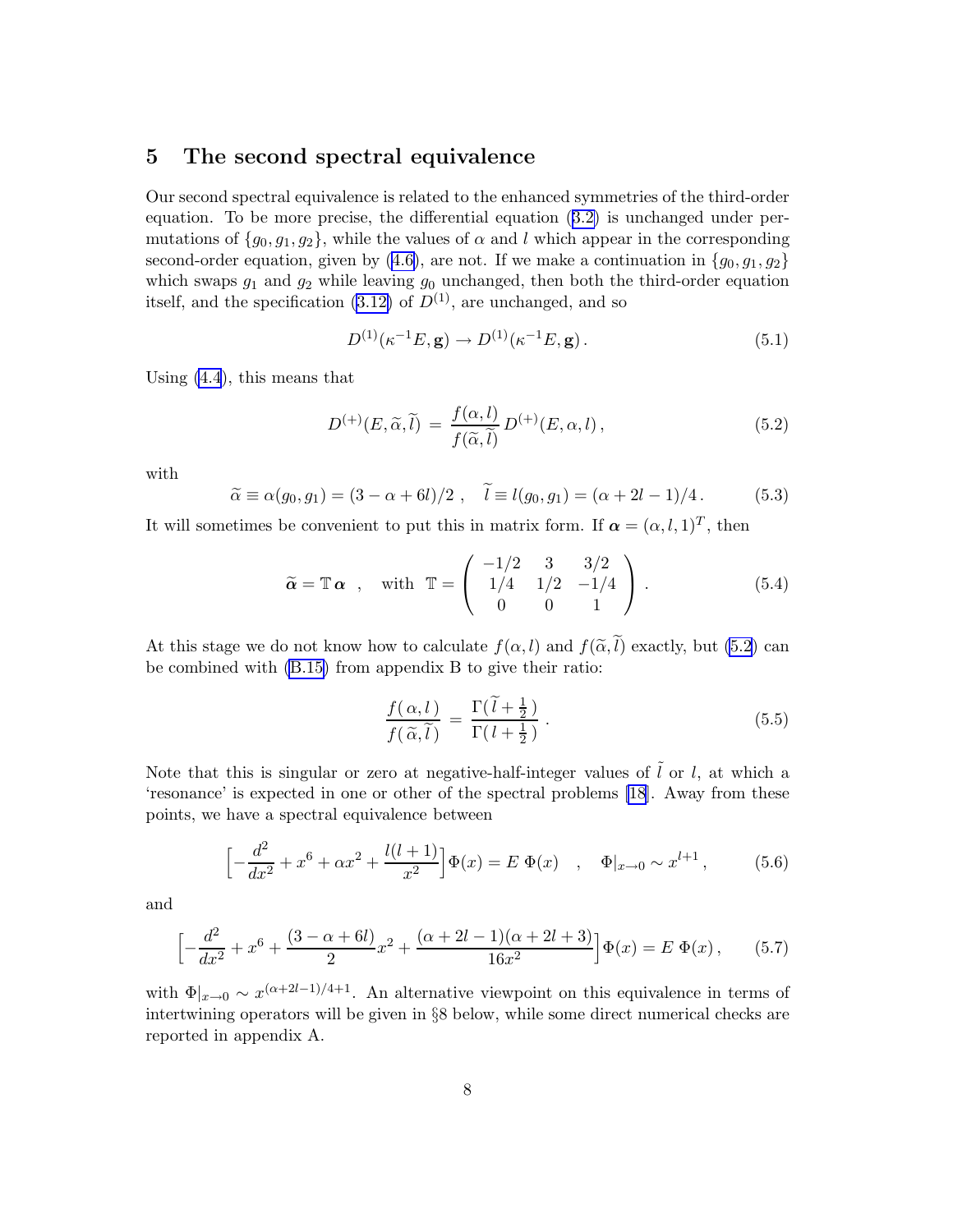## 5 The second spectral equivalence

Our second spectral equivalence is related to the enhanced symmetries of the third-order equation. To be more precise, the differential equation (3.2) is unchanged under permutations of $\{g_0, g_1, g_2\}$, while the values of $\alpha$ and $l$ which appear in the corresponding second-order equation, given by (4.6), are not. If we make a continuation in $\{g_0, g_1, g_2\}$ which swaps $g_1$ and $g_2$ while leaving $g_0$ unchanged, then both the third-order equation itself, and the specification (3.12) of $D^{(1)}$, are unchanged, and so

$$D^{(1)}(\kappa^{-1}E, \mathbf{g}) \to D^{(1)}(\kappa^{-1}E, \mathbf{g})\,. \tag{5.1}$$

Using (4.4), this means that

$$D^{(+)}(E, \widetilde{\alpha}, \widetilde{l}\,) \,=\, \frac{f(\alpha, l)}{f(\widetilde{\alpha}, \widetilde{l}\,)}\, D^{(+)}(E, \alpha, l)\,, \tag{5.2}$$

with

$$\widetilde{\alpha} \equiv \alpha(g_0, g_1) = (3 - \alpha + 6l)/2\;, \quad \widetilde{l} \equiv l(g_0, g_1) = (\alpha + 2l - 1)/4\,. \tag{5.3}$$

It will sometimes be convenient to put this in matrix form. If $\boldsymbol{\alpha} = (\alpha, l, 1)^T$, then

$$\widetilde{\boldsymbol{\alpha}} = \mathbb{T}\,\boldsymbol{\alpha} \quad , \quad \text{with } \; \mathbb{T} = \begin{pmatrix} -1/2 & 3 & 3/2 \\ 1/4 & 1/2 & -1/4 \\ 0 & 0 & 1 \end{pmatrix}. \tag{5.4}$$

At this stage we do not know how to calculate $f(\alpha, l)$ and $f(\widetilde{\alpha}, \widetilde{l}\,)$ exactly, but (5.2) can be combined with (B.15) from appendix B to give their ratio:

$$\frac{f(\,\alpha, l\,)}{f(\,\widetilde{\alpha}, \widetilde{l}\,)} \,=\, \frac{\Gamma(\,\widetilde{l} + \frac{1}{2}\,)}{\Gamma(\,l + \frac{1}{2}\,)}\,. \tag{5.5}$$

Note that this is singular or zero at negative-half-integer values of $\tilde{l}$ or $l$, at which a 'resonance' is expected in one or other of the spectral problems [18]. Away from these points, we have a spectral equivalence between

$$\Big[-\frac{d^2}{dx^2} + x^6 + \alpha x^2 + \frac{l(l+1)}{x^2}\Big]\Phi(x) = E\;\Phi(x) \quad , \quad \Phi|_{x\to 0} \sim x^{l+1}\,, \tag{5.6}$$

and

$$\Big[-\frac{d^2}{dx^2} + x^6 + \frac{(3 - \alpha + 6l)}{2}x^2 + \frac{(\alpha + 2l - 1)(\alpha + 2l + 3)}{16x^2}\Big]\Phi(x) = E\;\Phi(x)\,, \tag{5.7}$$

with $\Phi|_{x\to 0} \sim x^{(\alpha+2l-1)/4+1}$. An alternative viewpoint on this equivalence in terms of intertwining operators will be given in §8 below, while some direct numerical checks are reported in appendix A.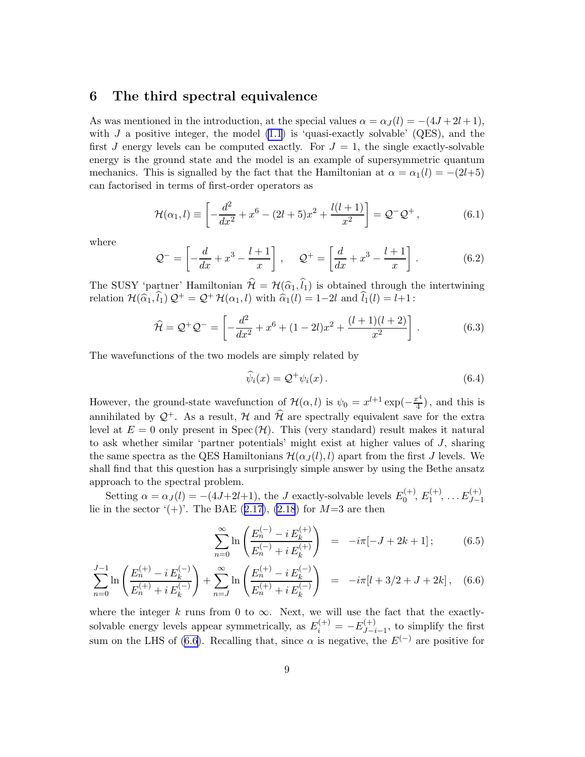## 6 The third spectral equivalence

As was mentioned in the introduction, at the special values $\alpha = \alpha_J(l) = -(4J+2l+1)$, with $J$ a positive integer, the model (1.1) is 'quasi-exactly solvable' (QES), and the first $J$ energy levels can be computed exactly. For $J=1$, the single exactly-solvable energy is the ground state and the model is an example of supersymmetric quantum mechanics. This is signalled by the fact that the Hamiltonian at $\alpha = \alpha_1(l) = -(2l+5)$ can factorised in terms of first-order operators as

$$\mathcal{H}(\alpha_1, l) \equiv \left[ -\frac{d^2}{dx^2} + x^6 - (2l+5)x^2 + \frac{l(l+1)}{x^2} \right] = \mathcal{Q}^- \mathcal{Q}^+ \,, \tag{6.1}$$

where

$$\mathcal{Q}^- = \left[ -\frac{d}{dx} + x^3 - \frac{l+1}{x} \right] , \quad \mathcal{Q}^+ = \left[ \frac{d}{dx} + x^3 - \frac{l+1}{x} \right] . \tag{6.2}$$

The SUSY 'partner' Hamiltonian $\widehat{\mathcal{H}} = \mathcal{H}(\widehat{\alpha}_1, \widehat{l}_1)$ is obtained through the intertwining relation $\mathcal{H}(\widehat{\alpha}_1, \widehat{l}_1)\, \mathcal{Q}^+ = \mathcal{Q}^+ \, \mathcal{H}(\alpha_1, l)$ with $\widehat{\alpha}_1(l) = 1-2l$ and $\widehat{l}_1(l) = l+1$:

$$\widehat{\mathcal{H}} = \mathcal{Q}^+ \mathcal{Q}^- = \left[ -\frac{d^2}{dx^2} + x^6 + (1-2l)x^2 + \frac{(l+1)(l+2)}{x^2} \right] . \tag{6.3}$$

The wavefunctions of the two models are simply related by

$$\widehat{\psi}_i(x) = \mathcal{Q}^+ \psi_i(x) \,. \tag{6.4}$$

However, the ground-state wavefunction of $\mathcal{H}(\alpha, l)$ is $\psi_0 = x^{l+1} \exp(-\frac{x^4}{4})$, and this is annihilated by $\mathcal{Q}^+$. As a result, $\mathcal{H}$ and $\widehat{\mathcal{H}}$ are spectrally equivalent save for the extra level at $E=0$ only present in $\mathrm{Spec}\,(\mathcal{H})$. This (very standard) result makes it natural to ask whether similar 'partner potentials' might exist at higher values of $J$, sharing the same spectra as the QES Hamiltonians $\mathcal{H}(\alpha_J(l), l)$ apart from the first $J$ levels. We shall find that this question has a surprisingly simple answer by using the Bethe ansatz approach to the spectral problem.

Setting $\alpha = \alpha_J(l) = -(4J+2l+1)$, the $J$ exactly-solvable levels $E_0^{(+)}, E_1^{(+)}, \ldots E_{J-1}^{(+)}$ lie in the sector '$(+)$'. The BAE (2.17), (2.18) for $M=3$ are then

$$\sum_{n=0}^{\infty} \ln \left( \frac{E_n^{(-)} - i\, E_k^{(+)}}{E_n^{(-)} + i\, E_k^{(+)}} \right) = -i\pi[-J + 2k + 1] \,; \tag{6.5}$$

$$\sum_{n=0}^{J-1} \ln \left( \frac{E_n^{(+)} - i\, E_k^{(-)}}{E_n^{(+)} + i\, E_k^{(-)}} \right) + \sum_{n=J}^{\infty} \ln \left( \frac{E_n^{(+)} - i\, E_k^{(-)}}{E_n^{(+)} + i\, E_k^{(-)}} \right) = -i\pi[l + 3/2 + J + 2k] \,, \tag{6.6}$$

where the integer $k$ runs from $0$ to $\infty$. Next, we will use the fact that the exactly-solvable energy levels appear symmetrically, as $E_i^{(+)} = -E_{J-i-1}^{(+)}$, to simplify the first sum on the LHS of (6.6). Recalling that, since $\alpha$ is negative, the $E^{(-)}$ are positive for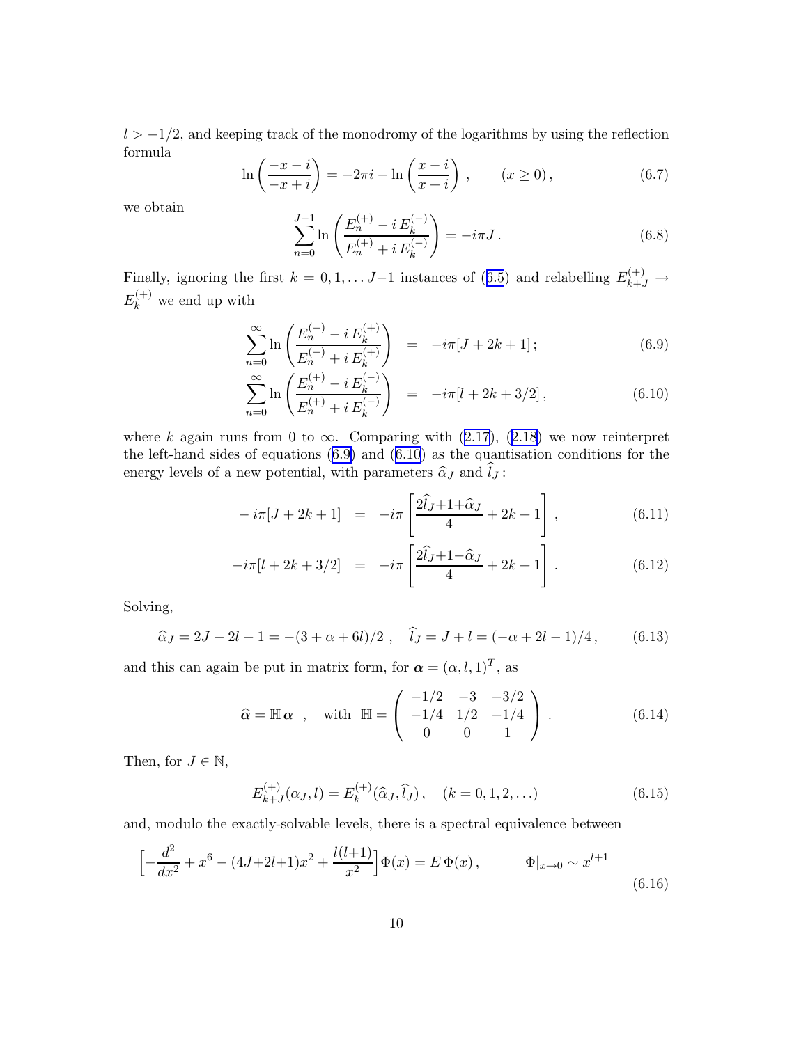$l > -1/2$, and keeping track of the monodromy of the logarithms by using the reflection formula

$$\ln\left(\frac{-x-i}{-x+i}\right) = -2\pi i - \ln\left(\frac{x-i}{x+i}\right) , \qquad (x \geq 0) , \tag{6.7}$$

we obtain

$$\sum_{n=0}^{J-1} \ln\left(\frac{E_n^{(+)} - i\, E_k^{(-)}}{E_n^{(+)} + i\, E_k^{(-)}}\right) = -i\pi J\,. \tag{6.8}$$

Finally, ignoring the first $k = 0, 1, \ldots J{-}1$ instances of (6.5) and relabelling $E_{k+J}^{(+)} \to E_k^{(+)}$ we end up with

$$\sum_{n=0}^{\infty} \ln\left(\frac{E_n^{(-)} - i\, E_k^{(+)}}{E_n^{(-)} + i\, E_k^{(+)}}\right) \;=\; -i\pi[J + 2k + 1]\,; \tag{6.9}$$

$$\sum_{n=0}^{\infty} \ln\left(\frac{E_n^{(+)} - i\, E_k^{(-)}}{E_n^{(+)} + i\, E_k^{(-)}}\right) \;=\; -i\pi[l + 2k + 3/2]\,, \tag{6.10}$$

where $k$ again runs from 0 to $\infty$. Comparing with (2.17), (2.18) we now reinterpret the left-hand sides of equations (6.9) and (6.10) as the quantisation conditions for the energy levels of a new potential, with parameters $\widehat{\alpha}_J$ and $\widehat{l}_J$ :

$$-\,i\pi[J + 2k + 1] \;=\; -i\pi\left[\frac{2\widehat{l}_J{+}1{+}\widehat{\alpha}_J}{4} + 2k + 1\right] , \tag{6.11}$$

$$-i\pi[l + 2k + 3/2] \;=\; -i\pi\left[\frac{2\widehat{l}_J{+}1{-}\widehat{\alpha}_J}{4} + 2k + 1\right] . \tag{6.12}$$

Solving,

$$\widehat{\alpha}_J = 2J - 2l - 1 = -(3 + \alpha + 6l)/2\ , \quad \widehat{l}_J = J + l = (-\alpha + 2l - 1)/4\,, \tag{6.13}$$

and this can again be put in matrix form, for $\boldsymbol{\alpha} = (\alpha, l, 1)^T$, as

$$\widehat{\boldsymbol{\alpha}} = \mathbb{H}\,\boldsymbol{\alpha} \quad , \quad \text{with } \ \mathbb{H} = \begin{pmatrix} -1/2 & -3 & -3/2 \\ -1/4 & 1/2 & -1/4 \\ 0 & 0 & 1 \end{pmatrix} . \tag{6.14}$$

Then, for $J \in \mathbb{N}$,

$$E_{k+J}^{(+)}(\alpha_J, l) = E_k^{(+)}(\widehat{\alpha}_J, \widehat{l}_J)\,, \quad (k = 0, 1, 2, \ldots) \tag{6.15}$$

and, modulo the exactly-solvable levels, there is a spectral equivalence between

$$\Big[-\frac{d^2}{dx^2} + x^6 - (4J{+}2l{+}1)x^2 + \frac{l(l{+}1)}{x^2}\Big]\Phi(x) = E\,\Phi(x)\,, \qquad \Phi|_{x\to 0} \sim x^{l+1} \tag{6.16}$$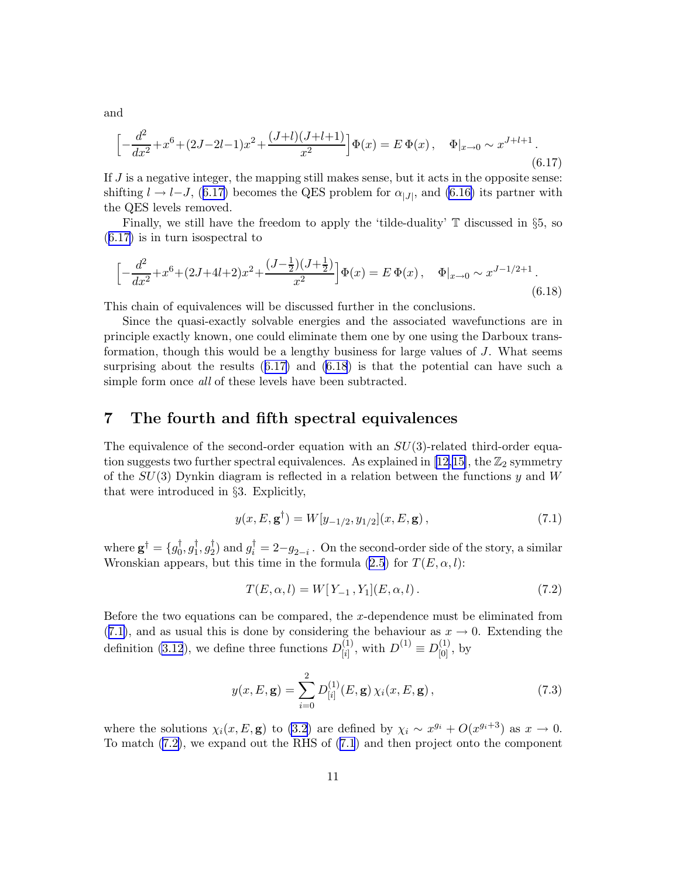and

$$\Big[-\frac{d^2}{dx^2}+x^6+(2J-2l-1)x^2+\frac{(J+l)(J+l+1)}{x^2}\Big]\Phi(x)=E\,\Phi(x)\,,\quad \Phi|_{x\to 0}\sim x^{J+l+1}\,. \tag{6.17}$$

If $J$ is a negative integer, the mapping still makes sense, but it acts in the opposite sense: shifting $l\to l-J$, (6.17) becomes the QES problem for $\alpha_{|J|}$, and (6.16) its partner with the QES levels removed.

Finally, we still have the freedom to apply the 'tilde-duality' $\mathbb{T}$ discussed in §5, so (6.17) is in turn isospectral to

$$\Big[-\frac{d^2}{dx^2}+x^6+(2J+4l+2)x^2+\frac{(J-\frac{1}{2})(J+\frac{1}{2})}{x^2}\Big]\Phi(x)=E\,\Phi(x)\,,\quad \Phi|_{x\to 0}\sim x^{J-1/2+1}\,. \tag{6.18}$$

This chain of equivalences will be discussed further in the conclusions.

Since the quasi-exactly solvable energies and the associated wavefunctions are in principle exactly known, one could eliminate them one by one using the Darboux transformation, though this would be a lengthy business for large values of $J$. What seems surprising about the results (6.17) and (6.18) is that the potential can have such a simple form once *all* of these levels have been subtracted.

## 7 The fourth and fifth spectral equivalences

The equivalence of the second-order equation with an $SU(3)$-related third-order equation suggests two further spectral equivalences. As explained in [12,15], the $\mathbb{Z}_2$ symmetry of the $SU(3)$ Dynkin diagram is reflected in a relation between the functions $y$ and $W$ that were introduced in §3. Explicitly,

$$y(x,E,\mathbf{g}^\dagger)=W[y_{-1/2},y_{1/2}](x,E,\mathbf{g})\,, \tag{7.1}$$

where $\mathbf{g}^\dagger=\{g_0^\dagger,g_1^\dagger,g_2^\dagger\}$ and $g_i^\dagger=2-g_{2-i}$ . On the second-order side of the story, a similar Wronskian appears, but this time in the formula (2.5) for $T(E,\alpha,l)$:

$$T(E,\alpha,l)=W[Y_{-1}\,,Y_1](E,\alpha,l)\,. \tag{7.2}$$

Before the two equations can be compared, the $x$-dependence must be eliminated from (7.1), and as usual this is done by considering the behaviour as $x\to 0$. Extending the definition (3.12), we define three functions $D^{(1)}_{[i]}$, with $D^{(1)}\equiv D^{(1)}_{[0]}$, by

$$y(x,E,\mathbf{g})=\sum_{i=0}^{2}D^{(1)}_{[i]}(E,\mathbf{g})\,\chi_i(x,E,\mathbf{g})\,, \tag{7.3}$$

where the solutions $\chi_i(x,E,\mathbf{g})$ to (3.2) are defined by $\chi_i\sim x^{g_i}+O(x^{g_i+3})$ as $x\to 0$. To match (7.2), we expand out the RHS of (7.1) and then project onto the component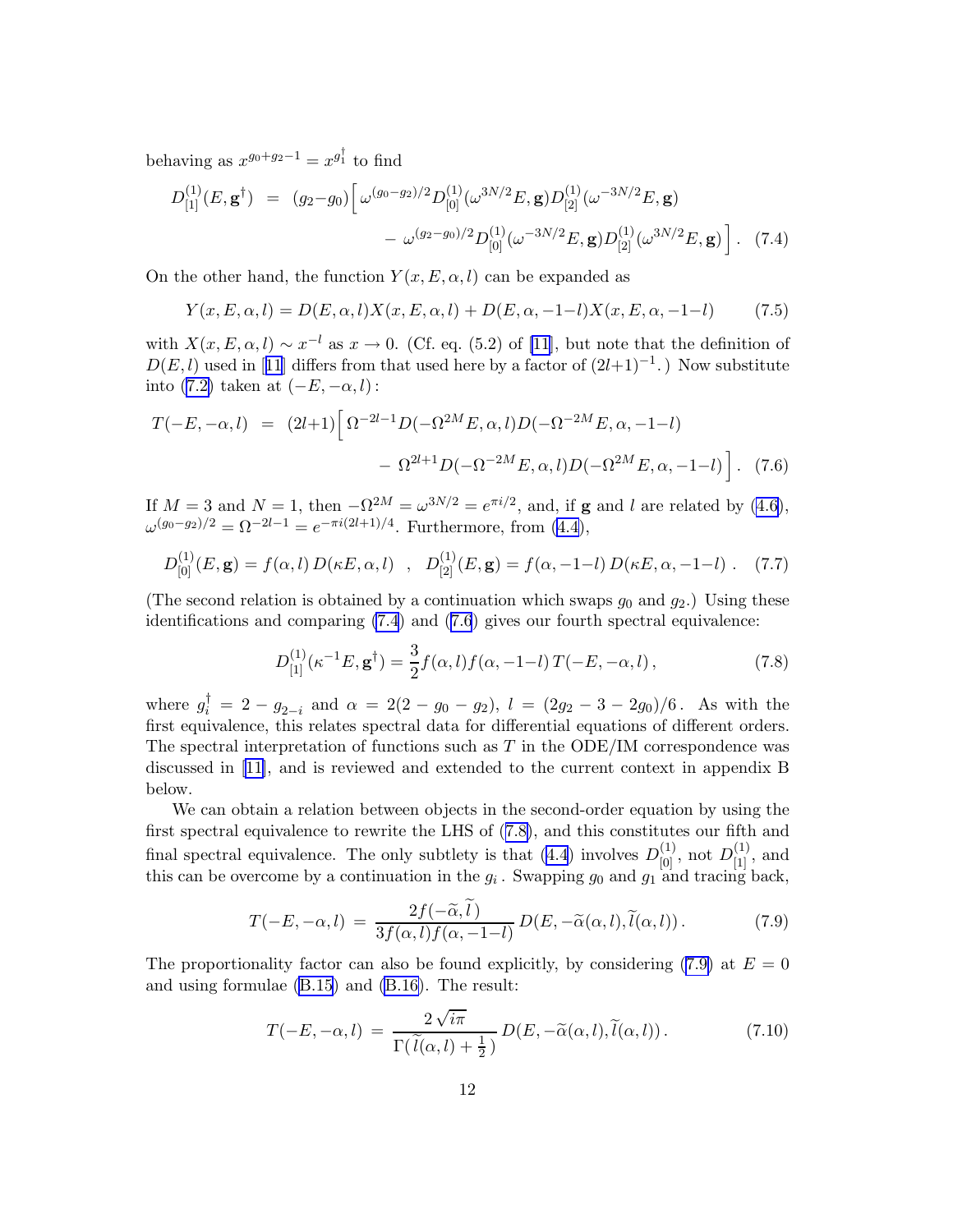behaving as $x^{g_0+g_2-1} = x^{g_1^\dagger}$ to find

$$D^{(1)}_{[1]}(E,\mathbf{g}^\dagger) = (g_2-g_0)\Big[\,\omega^{(g_0-g_2)/2} D^{(1)}_{[0]}(\omega^{3N/2}E,\mathbf{g}) D^{(1)}_{[2]}(\omega^{-3N/2}E,\mathbf{g}) - \omega^{(g_2-g_0)/2} D^{(1)}_{[0]}(\omega^{-3N/2}E,\mathbf{g}) D^{(1)}_{[2]}(\omega^{3N/2}E,\mathbf{g})\,\Big]\,. \quad (7.4)$$

On the other hand, the function $Y(x,E,\alpha,l)$ can be expanded as

$$Y(x,E,\alpha,l) = D(E,\alpha,l)X(x,E,\alpha,l) + D(E,\alpha,-1-l)X(x,E,\alpha,-1-l) \qquad (7.5)$$

with $X(x,E,\alpha,l) \sim x^{-l}$ as $x \to 0$. (Cf. eq. (5.2) of [11], but note that the definition of $D(E,l)$ used in [11] differs from that used here by a factor of $(2l{+}1)^{-1}$.) Now substitute into (7.2) taken at $(-E,-\alpha,l)$:

$$T(-E,-\alpha,l) = (2l{+}1)\Big[\,\Omega^{-2l-1} D(-\Omega^{2M}E,\alpha,l) D(-\Omega^{-2M}E,\alpha,-1-l) - \Omega^{2l+1} D(-\Omega^{-2M}E,\alpha,l) D(-\Omega^{2M}E,\alpha,-1-l)\,\Big]\,. \quad (7.6)$$

If $M=3$ and $N=1$, then $-\Omega^{2M} = \omega^{3N/2} = e^{\pi i/2}$, and, if $\mathbf{g}$ and $l$ are related by (4.6), $\omega^{(g_0-g_2)/2} = \Omega^{-2l-1} = e^{-\pi i(2l+1)/4}$. Furthermore, from (4.4),

$$D^{(1)}_{[0]}(E,\mathbf{g}) = f(\alpha,l)\, D(\kappa E,\alpha,l) \quad , \quad D^{(1)}_{[2]}(E,\mathbf{g}) = f(\alpha,-1-l)\, D(\kappa E,\alpha,-1-l)\;. \quad (7.7)$$

(The second relation is obtained by a continuation which swaps $g_0$ and $g_2$.) Using these identifications and comparing (7.4) and (7.6) gives our fourth spectral equivalence:

$$D^{(1)}_{[1]}(\kappa^{-1}E,\mathbf{g}^\dagger) = \frac{3}{2} f(\alpha,l) f(\alpha,-1-l)\, T(-E,-\alpha,l)\,, \qquad (7.8)$$

where $g_i^\dagger = 2 - g_{2-i}$ and $\alpha = 2(2-g_0-g_2)$, $l = (2g_2-3-2g_0)/6$. As with the first equivalence, this relates spectral data for differential equations of different orders. The spectral interpretation of functions such as $T$ in the ODE/IM correspondence was discussed in [11], and is reviewed and extended to the current context in appendix B below.

We can obtain a relation between objects in the second-order equation by using the first spectral equivalence to rewrite the LHS of (7.8), and this constitutes our fifth and final spectral equivalence. The only subtlety is that (4.4) involves $D^{(1)}_{[0]}$, not $D^{(1)}_{[1]}$, and this can be overcome by a continuation in the $g_i$. Swapping $g_0$ and $g_1$ and tracing back,

$$T(-E,-\alpha,l) = \frac{2f(-\widetilde{\alpha},\widetilde{l}\,)}{3f(\alpha,l)f(\alpha,-1-l)}\, D(E,-\widetilde{\alpha}(\alpha,l),\widetilde{l}(\alpha,l))\,. \qquad (7.9)$$

The proportionality factor can also be found explicitly, by considering (7.9) at $E=0$ and using formulae (B.15) and (B.16). The result:

$$T(-E,-\alpha,l) = \frac{2\sqrt{i\pi}}{\Gamma(\,\widetilde{l}(\alpha,l)+\frac{1}{2}\,)}\, D(E,-\widetilde{\alpha}(\alpha,l),\widetilde{l}(\alpha,l))\,. \qquad (7.10)$$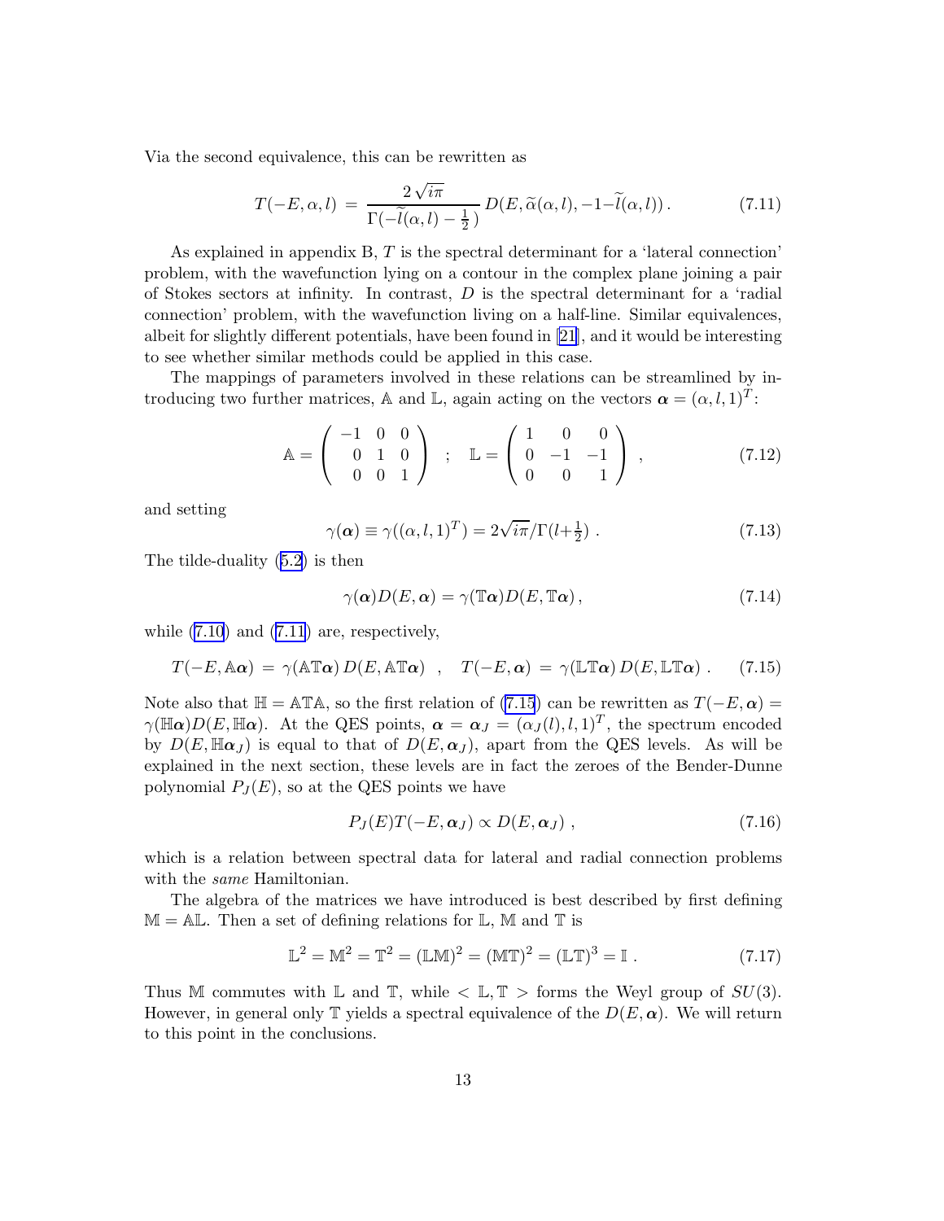Via the second equivalence, this can be rewritten as

$$T(-E,\alpha,l) \;=\; \frac{2\sqrt{i\pi}}{\Gamma(-\widetilde{l}(\alpha,l)-\frac{1}{2})}\, D(E,\widetilde{\alpha}(\alpha,l),-1-\widetilde{l}(\alpha,l))\,. \tag{7.11}$$

As explained in appendix B, $T$ is the spectral determinant for a 'lateral connection' problem, with the wavefunction lying on a contour in the complex plane joining a pair of Stokes sectors at infinity. In contrast, $D$ is the spectral determinant for a 'radial connection' problem, with the wavefunction living on a half-line. Similar equivalences, albeit for slightly different potentials, have been found in [21], and it would be interesting to see whether similar methods could be applied in this case.

The mappings of parameters involved in these relations can be streamlined by introducing two further matrices, $\mathbb{A}$ and $\mathbb{L}$, again acting on the vectors $\boldsymbol{\alpha}=(\alpha,l,1)^T$:

$$\mathbb{A}=\begin{pmatrix} -1 & 0 & 0\\ 0 & 1 & 0\\ 0 & 0 & 1\end{pmatrix} \quad;\quad \mathbb{L}=\begin{pmatrix} 1 & 0 & 0\\ 0 & -1 & -1\\ 0 & 0 & 1\end{pmatrix}\,, \tag{7.12}$$

and setting

$$\gamma(\boldsymbol{\alpha}) \equiv \gamma((\alpha,l,1)^T) = 2\sqrt{i\pi}/\Gamma(l+\tfrac{1}{2})\;. \tag{7.13}$$

The tilde-duality (5.2) is then

$$\gamma(\boldsymbol{\alpha})D(E,\boldsymbol{\alpha}) = \gamma(\mathbb{T}\boldsymbol{\alpha})D(E,\mathbb{T}\boldsymbol{\alpha})\,, \tag{7.14}$$

while (7.10) and (7.11) are, respectively,

$$T(-E,\mathbb{A}\boldsymbol{\alpha}) \;=\; \gamma(\mathbb{A}\mathbb{T}\boldsymbol{\alpha})\, D(E,\mathbb{A}\mathbb{T}\boldsymbol{\alpha}) \quad,\quad T(-E,\boldsymbol{\alpha}) \;=\; \gamma(\mathbb{L}\mathbb{T}\boldsymbol{\alpha})\, D(E,\mathbb{L}\mathbb{T}\boldsymbol{\alpha})\;. \tag{7.15}$$

Note also that $\mathbb{H}=\mathbb{A}\mathbb{T}\mathbb{A}$, so the first relation of (7.15) can be rewritten as $T(-E,\boldsymbol{\alpha}) = \gamma(\mathbb{H}\boldsymbol{\alpha})D(E,\mathbb{H}\boldsymbol{\alpha})$. At the QES points, $\boldsymbol{\alpha}=\boldsymbol{\alpha}_J=(\alpha_J(l),l,1)^T$, the spectrum encoded by $D(E,\mathbb{H}\boldsymbol{\alpha}_J)$ is equal to that of $D(E,\boldsymbol{\alpha}_J)$, apart from the QES levels. As will be explained in the next section, these levels are in fact the zeroes of the Bender-Dunne polynomial $P_J(E)$, so at the QES points we have

$$P_J(E)T(-E,\boldsymbol{\alpha}_J) \propto D(E,\boldsymbol{\alpha}_J)\;, \tag{7.16}$$

which is a relation between spectral data for lateral and radial connection problems with the *same* Hamiltonian.

The algebra of the matrices we have introduced is best described by first defining $\mathbb{M}=\mathbb{A}\mathbb{L}$. Then a set of defining relations for $\mathbb{L}$, $\mathbb{M}$ and $\mathbb{T}$ is

$$\mathbb{L}^2=\mathbb{M}^2=\mathbb{T}^2=(\mathbb{L}\mathbb{M})^2=(\mathbb{M}\mathbb{T})^2=(\mathbb{L}\mathbb{T})^3=\mathbb{I}\;. \tag{7.17}$$

Thus $\mathbb{M}$ commutes with $\mathbb{L}$ and $\mathbb{T}$, while $<\mathbb{L},\mathbb{T}>$ forms the Weyl group of $SU(3)$. However, in general only $\mathbb{T}$ yields a spectral equivalence of the $D(E,\boldsymbol{\alpha})$. We will return to this point in the conclusions.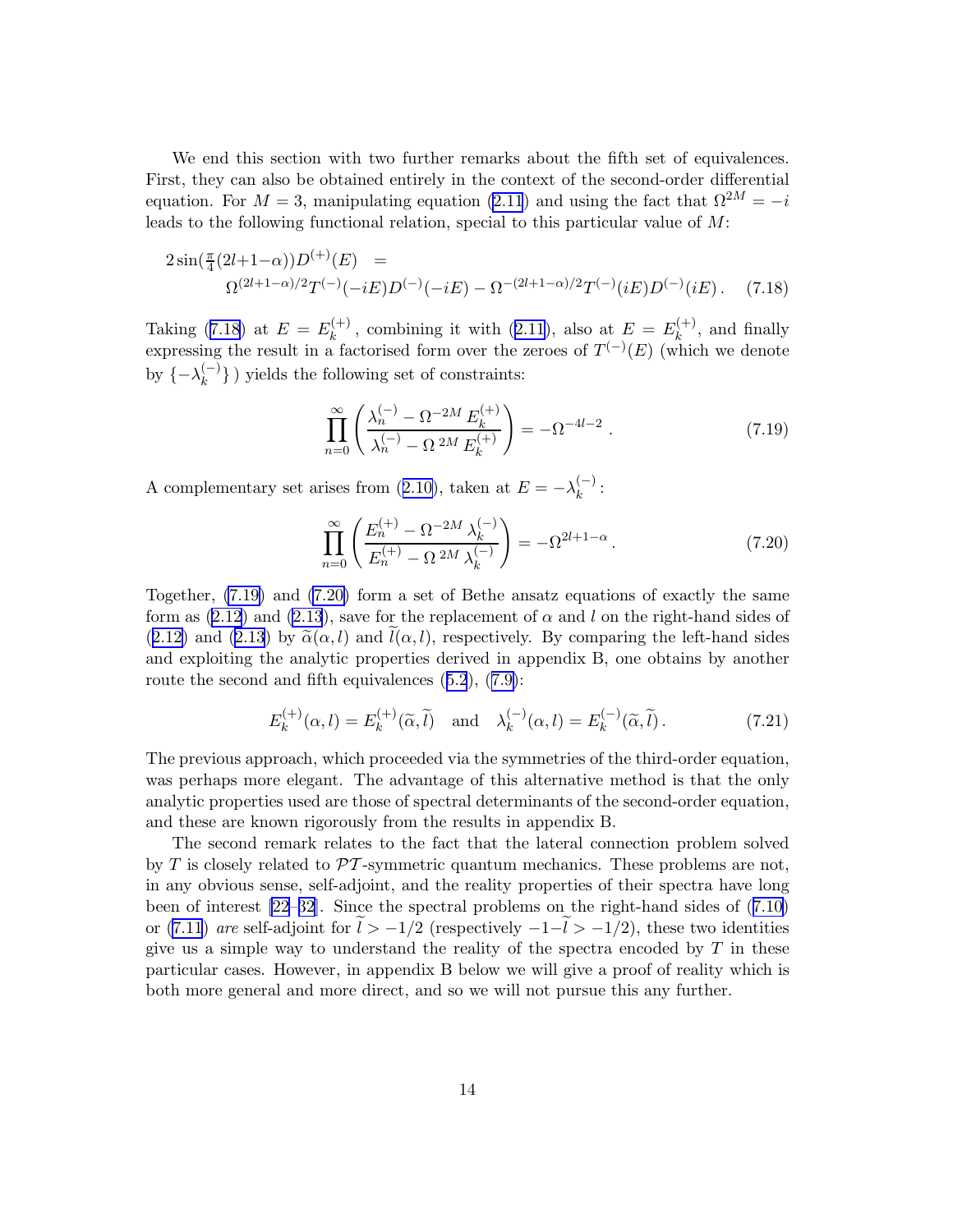We end this section with two further remarks about the fifth set of equivalences. First, they can also be obtained entirely in the context of the second-order differential equation. For $M=3$, manipulating equation (2.11) and using the fact that $\Omega^{2M}=-i$ leads to the following functional relation, special to this particular value of $M$:

$$
\begin{aligned}
2\sin(\tfrac{\pi}{4}(2l{+}1{-}\alpha))D^{(+)}(E) \;&=\\
&\Omega^{(2l+1-\alpha)/2}T^{(-)}(-iE)D^{(-)}(-iE)-\Omega^{-(2l+1-\alpha)/2}T^{(-)}(iE)D^{(-)}(iE)\,. \qquad (7.18)
\end{aligned}
$$

Taking (7.18) at $E=E_k^{(+)}$, combining it with (2.11), also at $E=E_k^{(+)}$, and finally expressing the result in a factorised form over the zeroes of $T^{(-)}(E)$ (which we denote by $\{-\lambda_k^{(-)}\}$) yields the following set of constraints:

$$
\prod_{n=0}^{\infty}\left(\frac{\lambda_n^{(-)}-\Omega^{-2M}E_k^{(+)}}{\lambda_n^{(-)}-\Omega^{\,2M}E_k^{(+)}}\right)=-\Omega^{-4l-2}\,. \qquad (7.19)
$$

A complementary set arises from (2.10), taken at $E=-\lambda_k^{(-)}$:

$$
\prod_{n=0}^{\infty}\left(\frac{E_n^{(+)}-\Omega^{-2M}\lambda_k^{(-)}}{E_n^{(+)}-\Omega^{\,2M}\lambda_k^{(-)}}\right)=-\Omega^{2l+1-\alpha}\,. \qquad (7.20)
$$

Together, (7.19) and (7.20) form a set of Bethe ansatz equations of exactly the same form as (2.12) and (2.13), save for the replacement of $\alpha$ and $l$ on the right-hand sides of (2.12) and (2.13) by $\widetilde{\alpha}(\alpha,l)$ and $\widetilde{l}(\alpha,l)$, respectively. By comparing the left-hand sides and exploiting the analytic properties derived in appendix B, one obtains by another route the second and fifth equivalences (5.2), (7.9):

$$
E_k^{(+)}(\alpha,l)=E_k^{(+)}(\widetilde{\alpha},\widetilde{l}) \quad\text{and}\quad \lambda_k^{(-)}(\alpha,l)=E_k^{(-)}(\widetilde{\alpha},\widetilde{l})\,. \qquad (7.21)
$$

The previous approach, which proceeded via the symmetries of the third-order equation, was perhaps more elegant. The advantage of this alternative method is that the only analytic properties used are those of spectral determinants of the second-order equation, and these are known rigorously from the results in appendix B.

The second remark relates to the fact that the lateral connection problem solved by $T$ is closely related to $\mathcal{PT}$-symmetric quantum mechanics. These problems are not, in any obvious sense, self-adjoint, and the reality properties of their spectra have long been of interest [22–32]. Since the spectral problems on the right-hand sides of (7.10) or (7.11) *are* self-adjoint for $\widetilde{l}>-1/2$ (respectively $-1{-}\widetilde{l}>-1/2$), these two identities give us a simple way to understand the reality of the spectra encoded by $T$ in these particular cases. However, in appendix B below we will give a proof of reality which is both more general and more direct, and so we will not pursue this any further.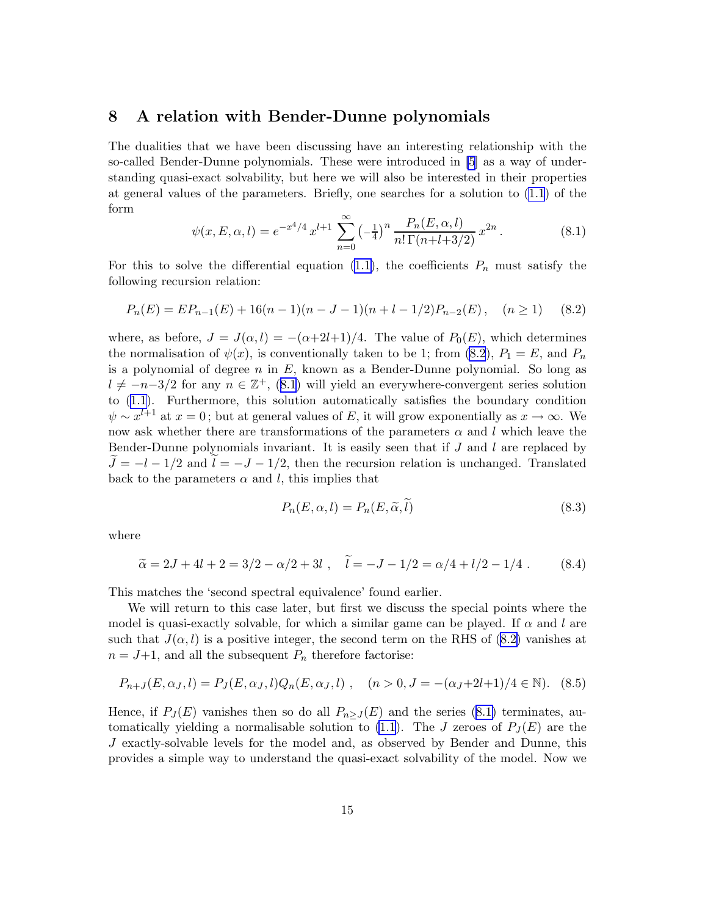## 8 A relation with Bender-Dunne polynomials

The dualities that we have been discussing have an interesting relationship with the so-called Bender-Dunne polynomials. These were introduced in [5] as a way of understanding quasi-exact solvability, but here we will also be interested in their properties at general values of the parameters. Briefly, one searches for a solution to (1.1) of the form

$$\psi(x, E, \alpha, l) = e^{-x^4/4}\, x^{l+1} \sum_{n=0}^{\infty} \left(-\tfrac{1}{4}\right)^n \frac{P_n(E, \alpha, l)}{n!\,\Gamma(n+l+3/2)}\, x^{2n} \,. \tag{8.1}$$

For this to solve the differential equation (1.1), the coefficients $P_n$ must satisfy the following recursion relation:

$$P_n(E) = EP_{n-1}(E) + 16(n-1)(n-J-1)(n+l-1/2)P_{n-2}(E)\,, \quad (n \geq 1) \tag{8.2}$$

where, as before, $J = J(\alpha, l) = -(\alpha{+}2l{+}1)/4$. The value of $P_0(E)$, which determines the normalisation of $\psi(x)$, is conventionally taken to be 1; from (8.2), $P_1 = E$, and $P_n$ is a polynomial of degree $n$ in $E$, known as a Bender-Dunne polynomial. So long as $l \neq -n{-}3/2$ for any $n \in \mathbb{Z}^+$, (8.1) will yield an everywhere-convergent series solution to (1.1). Furthermore, this solution automatically satisfies the boundary condition $\psi \sim x^{l+1}$ at $x = 0$; but at general values of $E$, it will grow exponentially as $x \to \infty$. We now ask whether there are transformations of the parameters $\alpha$ and $l$ which leave the Bender-Dunne polynomials invariant. It is easily seen that if $J$ and $l$ are replaced by $\widetilde{J} = -l - 1/2$ and $\widetilde{l} = -J - 1/2$, then the recursion relation is unchanged. Translated back to the parameters $\alpha$ and $l$, this implies that

$$P_n(E, \alpha, l) = P_n(E, \widetilde{\alpha}, \widetilde{l}) \tag{8.3}$$

where

$$\widetilde{\alpha} = 2J + 4l + 2 = 3/2 - \alpha/2 + 3l\;, \quad \widetilde{l} = -J - 1/2 = \alpha/4 + l/2 - 1/4\;. \tag{8.4}$$

This matches the 'second spectral equivalence' found earlier.

We will return to this case later, but first we discuss the special points where the model is quasi-exactly solvable, for which a similar game can be played. If $\alpha$ and $l$ are such that $J(\alpha, l)$ is a positive integer, the second term on the RHS of (8.2) vanishes at $n = J{+}1$, and all the subsequent $P_n$ therefore factorise:

$$P_{n+J}(E, \alpha_J, l) = P_J(E, \alpha_J, l) Q_n(E, \alpha_J, l)\;, \quad (n > 0, J = -(\alpha_J{+}2l{+}1)/4 \in \mathbb{N}). \tag{8.5}$$

Hence, if $P_J(E)$ vanishes then so do all $P_{n\geq J}(E)$ and the series (8.1) terminates, automatically yielding a normalisable solution to (1.1). The $J$ zeroes of $P_J(E)$ are the $J$ exactly-solvable levels for the model and, as observed by Bender and Dunne, this provides a simple way to understand the quasi-exact solvability of the model. Now we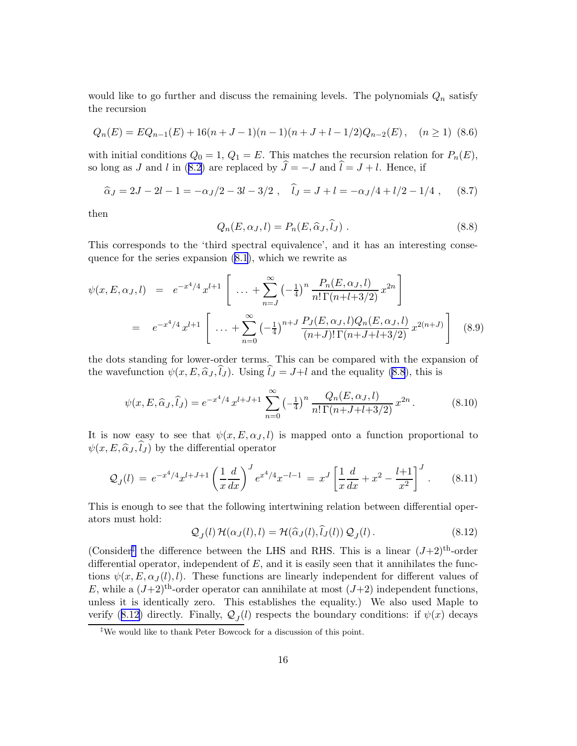would like to go further and discuss the remaining levels. The polynomials $Q_n$ satisfy the recursion

$$Q_n(E) = EQ_{n-1}(E) + 16(n+J-1)(n-1)(n+J+l-1/2)Q_{n-2}(E)\,, \quad (n \geq 1) \tag{8.6}$$

with initial conditions $Q_0 = 1$, $Q_1 = E$. This matches the recursion relation for $P_n(E)$, so long as $J$ and $l$ in (8.2) are replaced by $\widehat{J} = -J$ and $\widehat{l} = J + l$. Hence, if

$$\widehat{\alpha}_J = 2J - 2l - 1 = -\alpha_J/2 - 3l - 3/2\ , \quad \widehat{l}_J = J + l = -\alpha_J/4 + l/2 - 1/4\ , \tag{8.7}$$

then

$$Q_n(E, \alpha_J, l) = P_n(E, \widehat{\alpha}_J, \widehat{l}_J)\ . \tag{8.8}$$

This corresponds to the 'third spectral equivalence', and it has an interesting consequence for the series expansion (8.1), which we rewrite as

$$\begin{aligned}
\psi(x, E, \alpha_J, l) \;&=\; e^{-x^4/4}\, x^{l+1} \left[\ \ldots + \sum_{n=J}^{\infty} \left(-\tfrac{1}{4}\right)^n \frac{P_n(E, \alpha_J, l)}{n!\,\Gamma(n+l+3/2)}\, x^{2n} \right] \\
&=\; e^{-x^4/4}\, x^{l+1} \left[\ \ldots + \sum_{n=0}^{\infty} \left(-\tfrac{1}{4}\right)^{n+J} \frac{P_J(E, \alpha_J, l) Q_n(E, \alpha_J, l)}{(n+J)!\,\Gamma(n+J+l+3/2)}\, x^{2(n+J)} \right]
\end{aligned} \tag{8.9}$$

the dots standing for lower-order terms. This can be compared with the expansion of the wavefunction $\psi(x, E, \widehat{\alpha}_J, \widehat{l}_J)$. Using $\widehat{l}_J = J+l$ and the equality (8.8), this is

$$\psi(x, E, \widehat{\alpha}_J, \widehat{l}_J) = e^{-x^4/4}\, x^{l+J+1} \sum_{n=0}^{\infty} \left(-\tfrac{1}{4}\right)^n \frac{Q_n(E, \alpha_J, l)}{n!\,\Gamma(n+J+l+3/2)}\, x^{2n}\,. \tag{8.10}$$

It is now easy to see that $\psi(x, E, \alpha_J, l)$ is mapped onto a function proportional to $\psi(x, E, \widehat{\alpha}_J, \widehat{l}_J)$ by the differential operator

$$\mathcal{Q}_J(l) \;=\; e^{-x^4/4} x^{l+J+1} \left(\frac{1}{x}\frac{d}{dx}\right)^J e^{x^4/4} x^{-l-1} \;=\; x^J \left[\frac{1}{x}\frac{d}{dx} + x^2 - \frac{l+1}{x^2}\right]^J\,. \tag{8.11}$$

This is enough to see that the following intertwining relation between differential operators must hold:

$$\mathcal{Q}_J(l)\, \mathcal{H}(\alpha_J(l), l) = \mathcal{H}(\widehat{\alpha}_J(l), \widehat{l}_J(l))\, \mathcal{Q}_J(l)\,. \tag{8.12}$$

(Consider[‡] the difference between the LHS and RHS. This is a linear $(J+2)^{\text{th}}$-order differential operator, independent of $E$, and it is easily seen that it annihilates the functions $\psi(x, E, \alpha_J(l), l)$. These functions are linearly independent for different values of $E$, while a $(J+2)^{\text{th}}$-order operator can annihilate at most $(J+2)$ independent functions, unless it is identically zero. This establishes the equality.) We also used Maple to verify (8.12) directly. Finally, $\mathcal{Q}_J(l)$ respects the boundary conditions: if $\psi(x)$ decays

---

[‡]We would like to thank Peter Bowcock for a discussion of this point.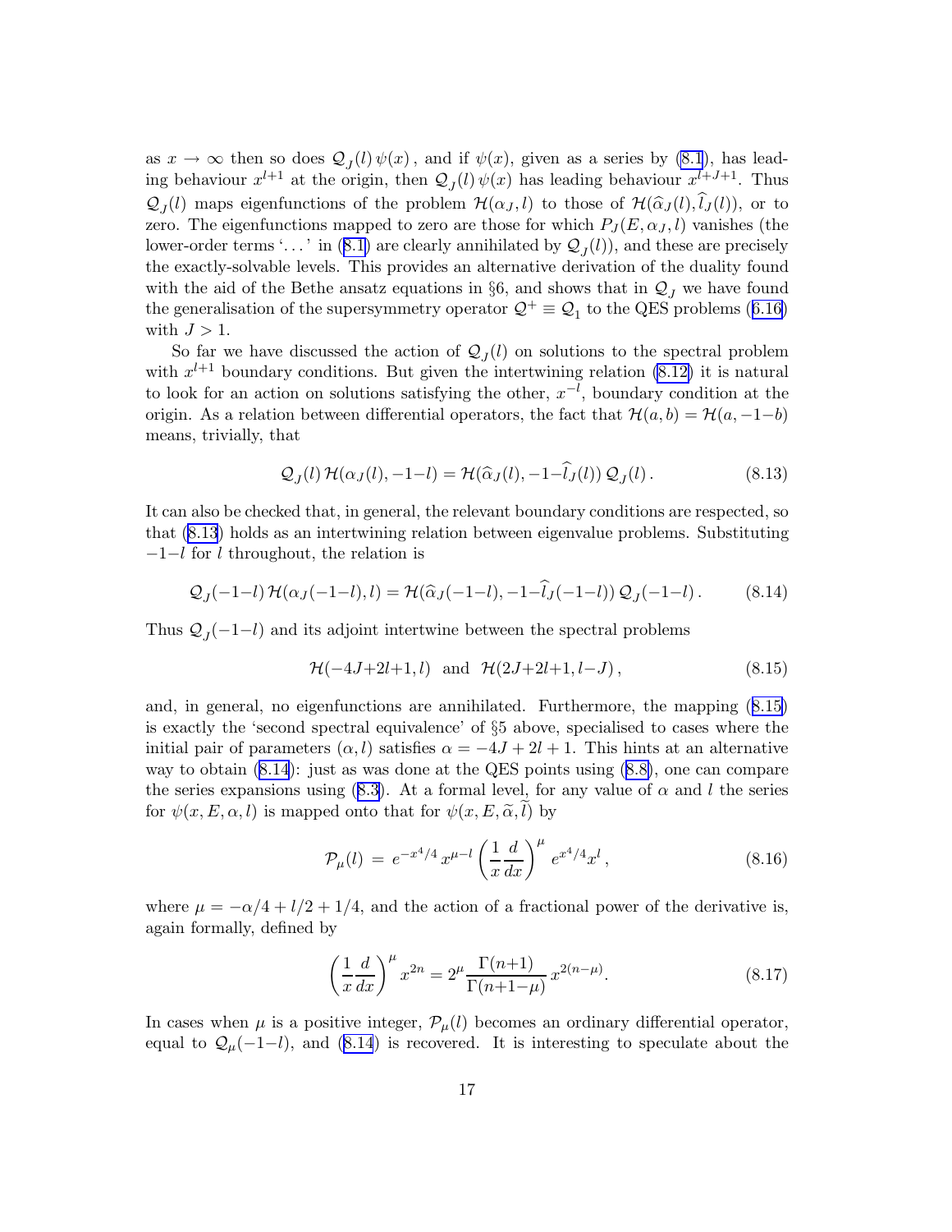as $x \to \infty$ then so does $\mathcal{Q}_J(l)\,\psi(x)$, and if $\psi(x)$, given as a series by (8.1), has leading behaviour $x^{l+1}$ at the origin, then $\mathcal{Q}_J(l)\,\psi(x)$ has leading behaviour $x^{l+J+1}$. Thus $\mathcal{Q}_J(l)$ maps eigenfunctions of the problem $\mathcal{H}(\alpha_J, l)$ to those of $\mathcal{H}(\widehat{\alpha}_J(l), \widehat{l}_J(l))$, or to zero. The eigenfunctions mapped to zero are those for which $P_J(E, \alpha_J, l)$ vanishes (the lower-order terms '...' in (8.1) are clearly annihilated by $\mathcal{Q}_J(l)$), and these are precisely the exactly-solvable levels. This provides an alternative derivation of the duality found with the aid of the Bethe ansatz equations in §6, and shows that in $\mathcal{Q}_J$ we have found the generalisation of the supersymmetry operator $\mathcal{Q}^+ \equiv \mathcal{Q}_1$ to the QES problems (6.16) with $J > 1$.

So far we have discussed the action of $\mathcal{Q}_J(l)$ on solutions to the spectral problem with $x^{l+1}$ boundary conditions. But given the intertwining relation (8.12) it is natural to look for an action on solutions satisfying the other, $x^{-l}$, boundary condition at the origin. As a relation between differential operators, the fact that $\mathcal{H}(a,b) = \mathcal{H}(a,-1-b)$ means, trivially, that

$$\mathcal{Q}_J(l)\,\mathcal{H}(\alpha_J(l), -1-l) = \mathcal{H}(\widehat{\alpha}_J(l), -1-\widehat{l}_J(l))\,\mathcal{Q}_J(l)\,. \tag{8.13}$$

It can also be checked that, in general, the relevant boundary conditions are respected, so that (8.13) holds as an intertwining relation between eigenvalue problems. Substituting $-1-l$ for $l$ throughout, the relation is

$$\mathcal{Q}_J(-1-l)\,\mathcal{H}(\alpha_J(-1-l), l) = \mathcal{H}(\widehat{\alpha}_J(-1-l), -1-\widehat{l}_J(-1-l))\,\mathcal{Q}_J(-1-l)\,. \tag{8.14}$$

Thus $\mathcal{Q}_J(-1-l)$ and its adjoint intertwine between the spectral problems

$$\mathcal{H}(-4J+2l+1, l) \;\; \text{and} \;\; \mathcal{H}(2J+2l+1, l-J)\,, \tag{8.15}$$

and, in general, no eigenfunctions are annihilated. Furthermore, the mapping (8.15) is exactly the 'second spectral equivalence' of §5 above, specialised to cases where the initial pair of parameters $(\alpha, l)$ satisfies $\alpha = -4J + 2l + 1$. This hints at an alternative way to obtain (8.14): just as was done at the QES points using (8.8), one can compare the series expansions using (8.3). At a formal level, for any value of $\alpha$ and $l$ the series for $\psi(x, E, \alpha, l)$ is mapped onto that for $\psi(x, E, \widetilde{\alpha}, \widetilde{l})$ by

$$\mathcal{P}_\mu(l) \;=\; e^{-x^4/4}\,x^{\mu-l}\left(\frac{1}{x}\frac{d}{dx}\right)^{\mu} e^{x^4/4}x^l\,, \tag{8.16}$$

where $\mu = -\alpha/4 + l/2 + 1/4$, and the action of a fractional power of the derivative is, again formally, defined by

$$\left(\frac{1}{x}\frac{d}{dx}\right)^{\mu} x^{2n} = 2^{\mu}\frac{\Gamma(n{+}1)}{\Gamma(n{+}1{-}\mu)}\,x^{2(n-\mu)}. \tag{8.17}$$

In cases when $\mu$ is a positive integer, $\mathcal{P}_\mu(l)$ becomes an ordinary differential operator, equal to $\mathcal{Q}_\mu(-1-l)$, and (8.14) is recovered. It is interesting to speculate about the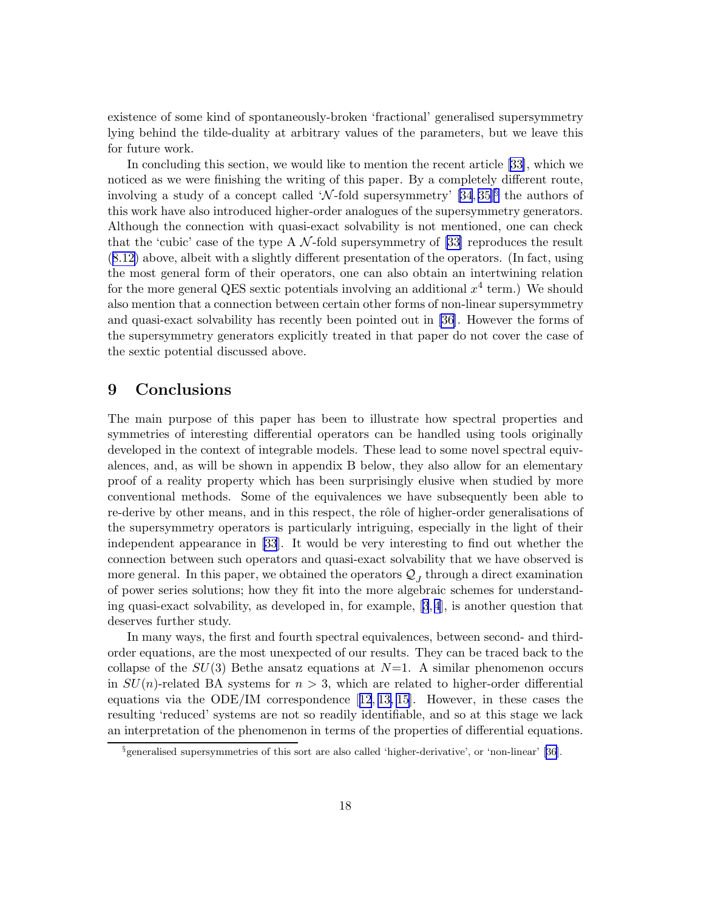existence of some kind of spontaneously-broken 'fractional' generalised supersymmetry lying behind the tilde-duality at arbitrary values of the parameters, but we leave this for future work.

In concluding this section, we would like to mention the recent article [33], which we noticed as we were finishing the writing of this paper. By a completely different route, involving a study of a concept called '$\mathcal{N}$-fold supersymmetry' [34, 35][§] the authors of this work have also introduced higher-order analogues of the supersymmetry generators. Although the connection with quasi-exact solvability is not mentioned, one can check that the 'cubic' case of the type A $\mathcal{N}$-fold supersymmetry of [33] reproduces the result (8.12) above, albeit with a slightly different presentation of the operators. (In fact, using the most general form of their operators, one can also obtain an intertwining relation for the more general QES sextic potentials involving an additional $x^4$ term.) We should also mention that a connection between certain other forms of non-linear supersymmetry and quasi-exact solvability has recently been pointed out in [36]. However the forms of the supersymmetry generators explicitly treated in that paper do not cover the case of the sextic potential discussed above.

# 9 Conclusions

The main purpose of this paper has been to illustrate how spectral properties and symmetries of interesting differential operators can be handled using tools originally developed in the context of integrable models. These lead to some novel spectral equivalences, and, as will be shown in appendix B below, they also allow for an elementary proof of a reality property which has been surprisingly elusive when studied by more conventional methods. Some of the equivalences we have subsequently been able to re-derive by other means, and in this respect, the rôle of higher-order generalisations of the supersymmetry operators is particularly intriguing, especially in the light of their independent appearance in [33]. It would be very interesting to find out whether the connection between such operators and quasi-exact solvability that we have observed is more general. In this paper, we obtained the operators $\mathcal{Q}_J$ through a direct examination of power series solutions; how they fit into the more algebraic schemes for understanding quasi-exact solvability, as developed in, for example, [3, 4], is another question that deserves further study.

In many ways, the first and fourth spectral equivalences, between second- and third-order equations, are the most unexpected of our results. They can be traced back to the collapse of the $SU(3)$ Bethe ansatz equations at $N{=}1$. A similar phenomenon occurs in $SU(n)$-related BA systems for $n > 3$, which are related to higher-order differential equations via the ODE/IM correspondence [12, 13, 15]. However, in these cases the resulting 'reduced' systems are not so readily identifiable, and so at this stage we lack an interpretation of the phenomenon in terms of the properties of differential equations.

[§] generalised supersymmetries of this sort are also called 'higher-derivative', or 'non-linear' [36].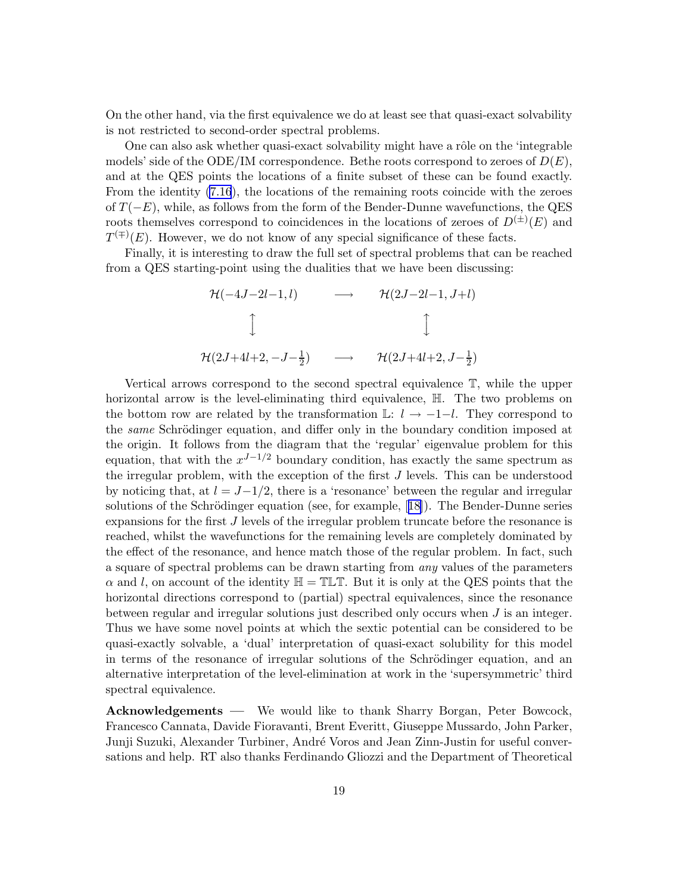On the other hand, via the first equivalence we do at least see that quasi-exact solvability is not restricted to second-order spectral problems.

One can also ask whether quasi-exact solvability might have a rôle on the 'integrable models' side of the ODE/IM correspondence. Bethe roots correspond to zeroes of $D(E)$, and at the QES points the locations of a finite subset of these can be found exactly. From the identity (7.16), the locations of the remaining roots coincide with the zeroes of $T(-E)$, while, as follows from the form of the Bender-Dunne wavefunctions, the QES roots themselves correspond to coincidences in the locations of zeroes of $D^{(\pm)}(E)$ and $T^{(\mp)}(E)$. However, we do not know of any special significance of these facts.

Finally, it is interesting to draw the full set of spectral problems that can be reached from a QES starting-point using the dualities that we have been discussing:

$$
\begin{array}{ccc}
\mathcal{H}(-4J-2l-1, l) & \longrightarrow & \mathcal{H}(2J-2l-1, J+l) \\
\updownarrow & & \updownarrow \\
\mathcal{H}(2J+4l+2, -J-\frac{1}{2}) & \longrightarrow & \mathcal{H}(2J+4l+2, J-\frac{1}{2})
\end{array}
$$

Vertical arrows correspond to the second spectral equivalence $\mathbb{T}$, while the upper horizontal arrow is the level-eliminating third equivalence, $\mathbb{H}$. The two problems on the bottom row are related by the transformation $\mathbb{L}$: $l \to -1-l$. They correspond to the *same* Schrödinger equation, and differ only in the boundary condition imposed at the origin. It follows from the diagram that the 'regular' eigenvalue problem for this equation, that with the $x^{J-1/2}$ boundary condition, has exactly the same spectrum as the irregular problem, with the exception of the first $J$ levels. This can be understood by noticing that, at $l = J-1/2$, there is a 'resonance' between the regular and irregular solutions of the Schrödinger equation (see, for example, [18]). The Bender-Dunne series expansions for the first $J$ levels of the irregular problem truncate before the resonance is reached, whilst the wavefunctions for the remaining levels are completely dominated by the effect of the resonance, and hence match those of the regular problem. In fact, such a square of spectral problems can be drawn starting from *any* values of the parameters $\alpha$ and $l$, on account of the identity $\mathbb{H} = \mathbb{TLT}$. But it is only at the QES points that the horizontal directions correspond to (partial) spectral equivalences, since the resonance between regular and irregular solutions just described only occurs when $J$ is an integer. Thus we have some novel points at which the sextic potential can be considered to be quasi-exactly solvable, a 'dual' interpretation of quasi-exact solubility for this model in terms of the resonance of irregular solutions of the Schrödinger equation, and an alternative interpretation of the level-elimination at work in the 'supersymmetric' third spectral equivalence.

**Acknowledgements** — We would like to thank Sharry Borgan, Peter Bowcock, Francesco Cannata, Davide Fioravanti, Brent Everitt, Giuseppe Mussardo, John Parker, Junji Suzuki, Alexander Turbiner, André Voros and Jean Zinn-Justin for useful conversations and help. RT also thanks Ferdinando Gliozzi and the Department of Theoretical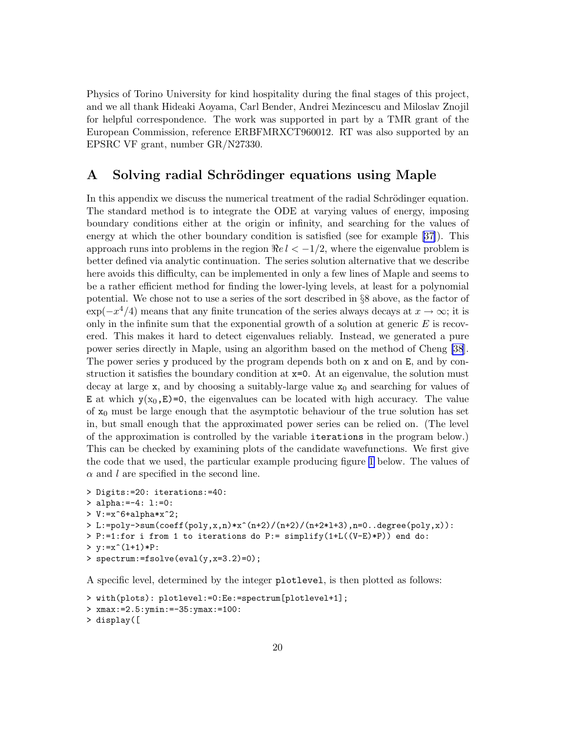Physics of Torino University for kind hospitality during the final stages of this project, and we all thank Hideaki Aoyama, Carl Bender, Andrei Mezincescu and Miloslav Znojil for helpful correspondence. The work was supported in part by a TMR grant of the European Commission, reference ERBFMRXCT960012. RT was also supported by an EPSRC VF grant, number GR/N27330.

## A Solving radial Schrödinger equations using Maple

In this appendix we discuss the numerical treatment of the radial Schrödinger equation. The standard method is to integrate the ODE at varying values of energy, imposing boundary conditions either at the origin or infinity, and searching for the values of energy at which the other boundary condition is satisfied (see for example [37]). This approach runs into problems in the region $\Re e\, l < -1/2$, where the eigenvalue problem is better defined via analytic continuation. The series solution alternative that we describe here avoids this difficulty, can be implemented in only a few lines of Maple and seems to be a rather efficient method for finding the lower-lying levels, at least for a polynomial potential. We chose not to use a series of the sort described in §8 above, as the factor of $\exp(-x^4/4)$ means that any finite truncation of the series always decays at $x \to \infty$; it is only in the infinite sum that the exponential growth of a solution at generic $E$ is recovered. This makes it hard to detect eigenvalues reliably. Instead, we generated a pure power series directly in Maple, using an algorithm based on the method of Cheng [38]. The power series `y` produced by the program depends both on `x` and on `E`, and by construction it satisfies the boundary condition at `x=0`. At an eigenvalue, the solution must decay at large `x`, and by choosing a suitably-large value $\mathtt{x}_0$ and searching for values of `E` at which $\mathtt{y}(\mathtt{x}_0,\mathtt{E})=0$, the eigenvalues can be located with high accuracy. The value of $\mathtt{x}_0$ must be large enough that the asymptotic behaviour of the true solution has set in, but small enough that the approximated power series can be relied on. (The level of the approximation is controlled by the variable `iterations` in the program below.) This can be checked by examining plots of the candidate wavefunctions. We first give the code that we used, the particular example producing figure 1 below. The values of $\alpha$ and $l$ are specified in the second line.

```
> Digits:=20: iterations:=40:
> alpha:=-4: l:=0:
> V:=x^6+alpha*x^2;
> L:=poly->sum(coeff(poly,x,n)*x^(n+2)/(n+2)/(n+2*l+3),n=0..degree(poly,x)):
> P:=1:for i from 1 to iterations do P:= simplify(1+L((V-E)*P)) end do:
> y:=x^(l+1)*P:
> spectrum:=fsolve(eval(y,x=3.2)=0);
```

A specific level, determined by the integer `plotlevel`, is then plotted as follows:

```
> with(plots): plotlevel:=0:Ee:=spectrum[plotlevel+1];
> xmax:=2.5:ymin:=-35:ymax:=100:
> display([
```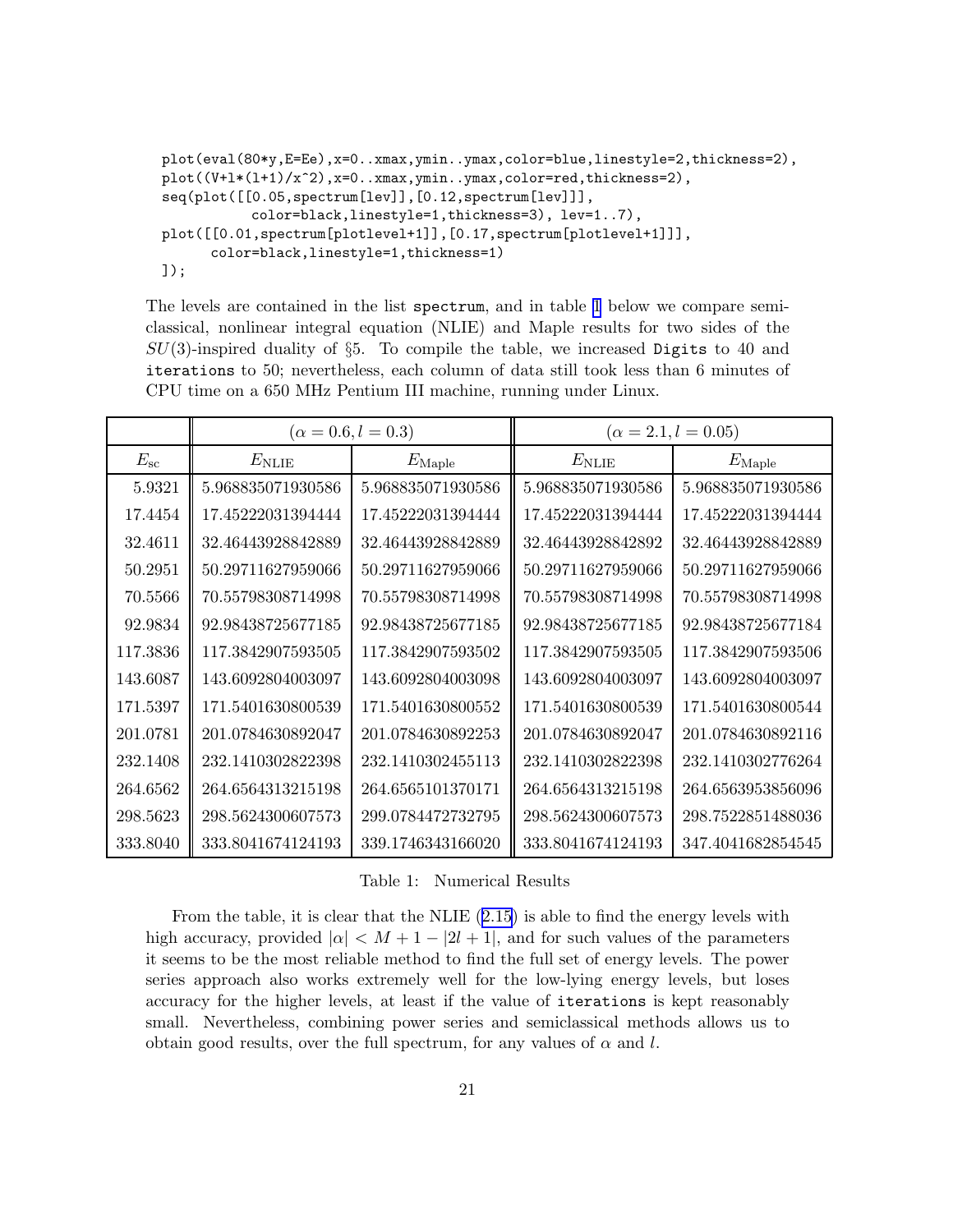```
plot(eval(80*y,E=Ee),x=0..xmax,ymin..ymax,color=blue,linestyle=2,thickness=2),
plot((V+l*(l+1)/x^2),x=0..xmax,ymin..ymax,color=red,thickness=2),
seq(plot([[0.05,spectrum[lev]],[0.12,spectrum[lev]]],
          color=black,linestyle=1,thickness=3), lev=1..7),
plot([[0.01,spectrum[plotlevel+1]],[0.17,spectrum[plotlevel+1]]],
      color=black,linestyle=1,thickness=1)
]);
```

The levels are contained in the list `spectrum`, and in table 1 below we compare semi-classical, nonlinear integral equation (NLIE) and Maple results for two sides of the $SU(3)$-inspired duality of §5. To compile the table, we increased `Digits` to 40 and `iterations` to 50; nevertheless, each column of data still took less than 6 minutes of CPU time on a 650 MHz Pentium III machine, running under Linux.

| | $(\alpha = 0.6, l = 0.3)$ | | $(\alpha = 2.1, l = 0.05)$ | |
|---|---|---|---|---|
| $E_{\rm sc}$ | $E_{\rm NLIE}$ | $E_{\rm Maple}$ | $E_{\rm NLIE}$ | $E_{\rm Maple}$ |
| 5.9321 | 5.968835071930586 | 5.968835071930586 | 5.968835071930586 | 5.968835071930586 |
| 17.4454 | 17.45222031394444 | 17.45222031394444 | 17.45222031394444 | 17.45222031394444 |
| 32.4611 | 32.46443928842889 | 32.46443928842889 | 32.46443928842892 | 32.46443928842889 |
| 50.2951 | 50.29711627959066 | 50.29711627959066 | 50.29711627959066 | 50.29711627959066 |
| 70.5566 | 70.55798308714998 | 70.55798308714998 | 70.55798308714998 | 70.55798308714998 |
| 92.9834 | 92.98438725677185 | 92.98438725677185 | 92.98438725677185 | 92.98438725677184 |
| 117.3836 | 117.3842907593505 | 117.3842907593502 | 117.3842907593505 | 117.3842907593506 |
| 143.6087 | 143.6092804003097 | 143.6092804003098 | 143.6092804003097 | 143.6092804003097 |
| 171.5397 | 171.5401630800539 | 171.5401630800552 | 171.5401630800539 | 171.5401630800544 |
| 201.0781 | 201.0784630892047 | 201.0784630892253 | 201.0784630892047 | 201.0784630892116 |
| 232.1408 | 232.1410302822398 | 232.1410302455113 | 232.1410302822398 | 232.1410302776264 |
| 264.6562 | 264.6564313215198 | 264.6565101370171 | 264.6564313215198 | 264.6563953856096 |
| 298.5623 | 298.5624300607573 | 299.0784472732795 | 298.5624300607573 | 298.7522851488036 |
| 333.8040 | 333.8041674124193 | 339.1746343166020 | 333.8041674124193 | 347.4041682854545 |

Table 1: Numerical Results

From the table, it is clear that the NLIE (2.15) is able to find the energy levels with high accuracy, provided $|\alpha| < M + 1 - |2l + 1|$, and for such values of the parameters it seems to be the most reliable method to find the full set of energy levels. The power series approach also works extremely well for the low-lying energy levels, but loses accuracy for the higher levels, at least if the value of `iterations` is kept reasonably small. Nevertheless, combining power series and semiclassical methods allows us to obtain good results, over the full spectrum, for any values of $\alpha$ and $l$.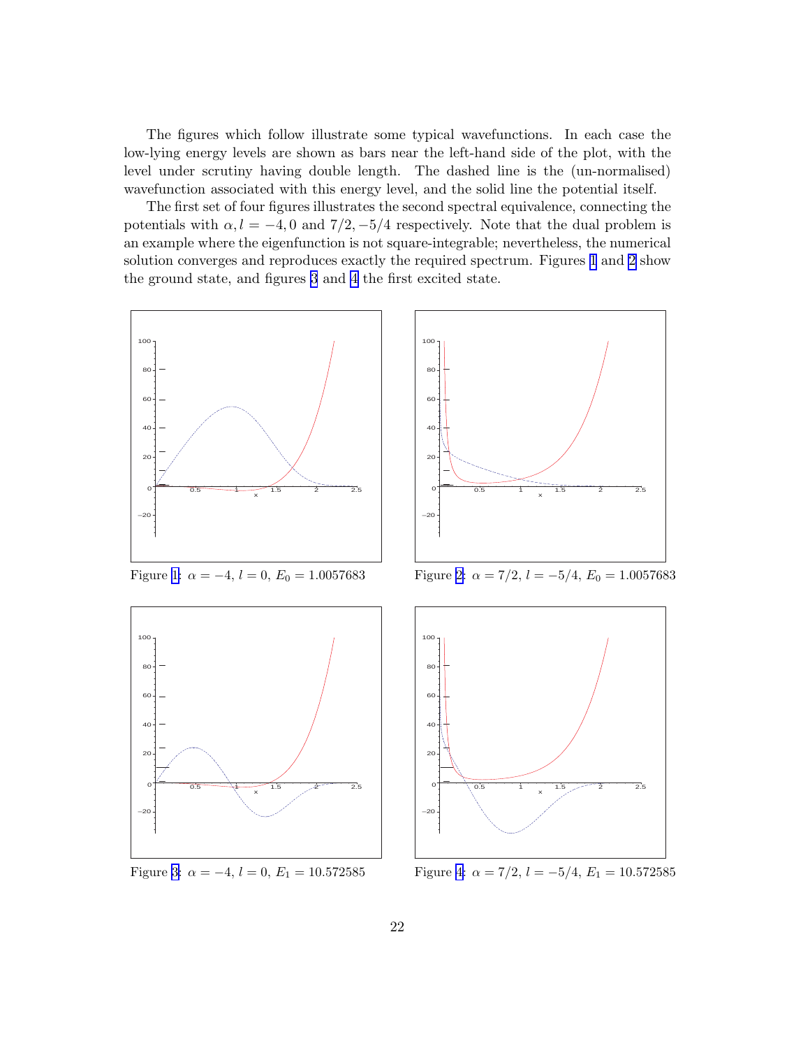The figures which follow illustrate some typical wavefunctions. In each case the low-lying energy levels are shown as bars near the left-hand side of the plot, with the level under scrutiny having double length. The dashed line is the (un-normalised) wavefunction associated with this energy level, and the solid line the potential itself.

The first set of four figures illustrates the second spectral equivalence, connecting the potentials with $\alpha, l = -4, 0$ and $7/2, -5/4$ respectively. Note that the dual problem is an example where the eigenfunction is not square-integrable; nevertheless, the numerical solution converges and reproduces exactly the required spectrum. Figures 1 and 2 show the ground state, and figures 3 and 4 the first excited state.

Figure 1: $\alpha = -4$, $l = 0$, $E_0 = 1.0057683$

Figure 2: $\alpha = 7/2$, $l = -5/4$, $E_0 = 1.0057683$

Figure 3: $\alpha = -4$, $l = 0$, $E_1 = 10.572585$

Figure 4: $\alpha = 7/2$, $l = -5/4$, $E_1 = 10.572585$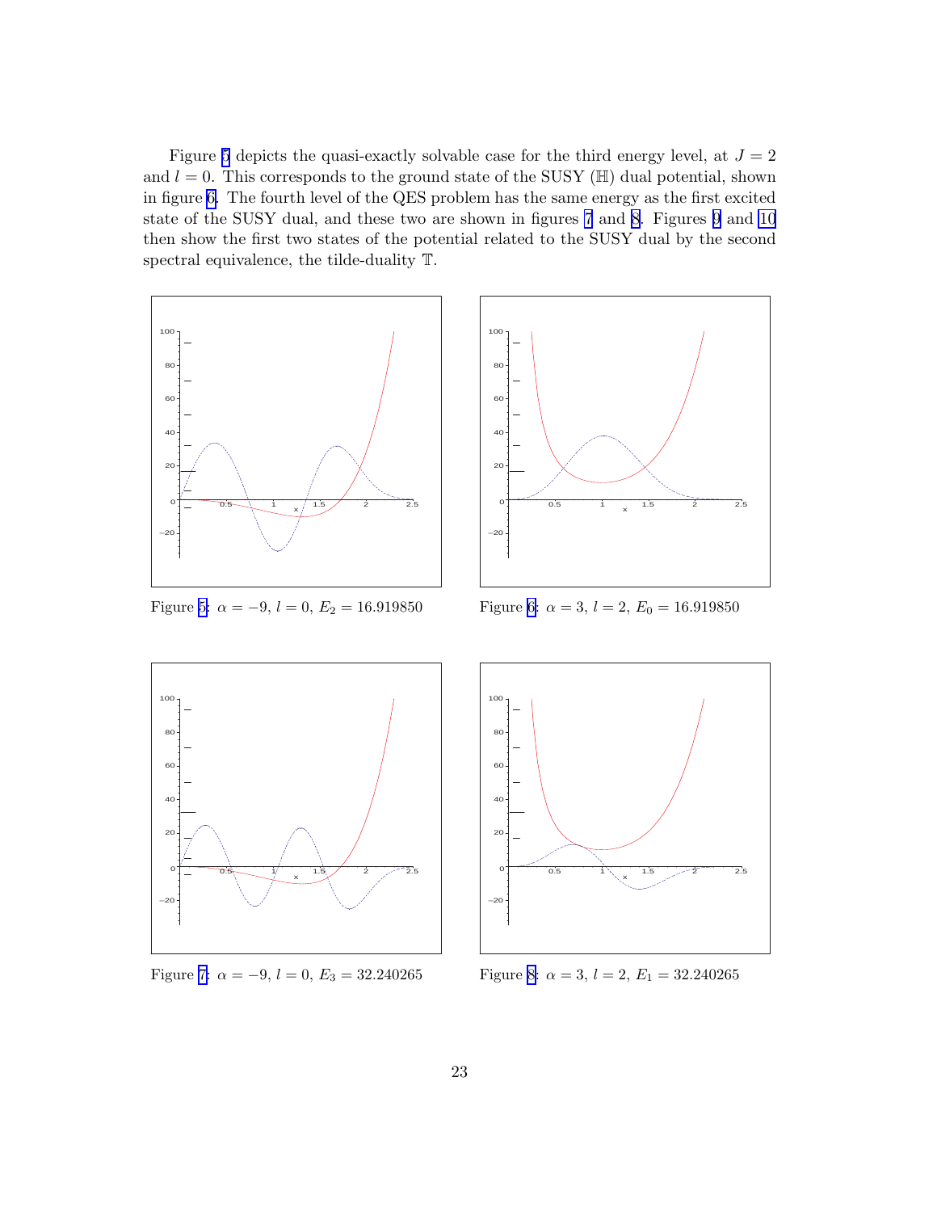Figure 5 depicts the quasi-exactly solvable case for the third energy level, at $J = 2$ and $l = 0$. This corresponds to the ground state of the SUSY ($\mathbb{H}$) dual potential, shown in figure 6. The fourth level of the QES problem has the same energy as the first excited state of the SUSY dual, and these two are shown in figures 7 and 8. Figures 9 and 10 then show the first two states of the potential related to the SUSY dual by the second spectral equivalence, the tilde-duality $\mathbb{T}$.

Figure 5: $\alpha = -9$, $l = 0$, $E_2 = 16.919850$

Figure 6: $\alpha = 3$, $l = 2$, $E_0 = 16.919850$

Figure 7: $\alpha = -9$, $l = 0$, $E_3 = 32.240265$

Figure 8: $\alpha = 3$, $l = 2$, $E_1 = 32.240265$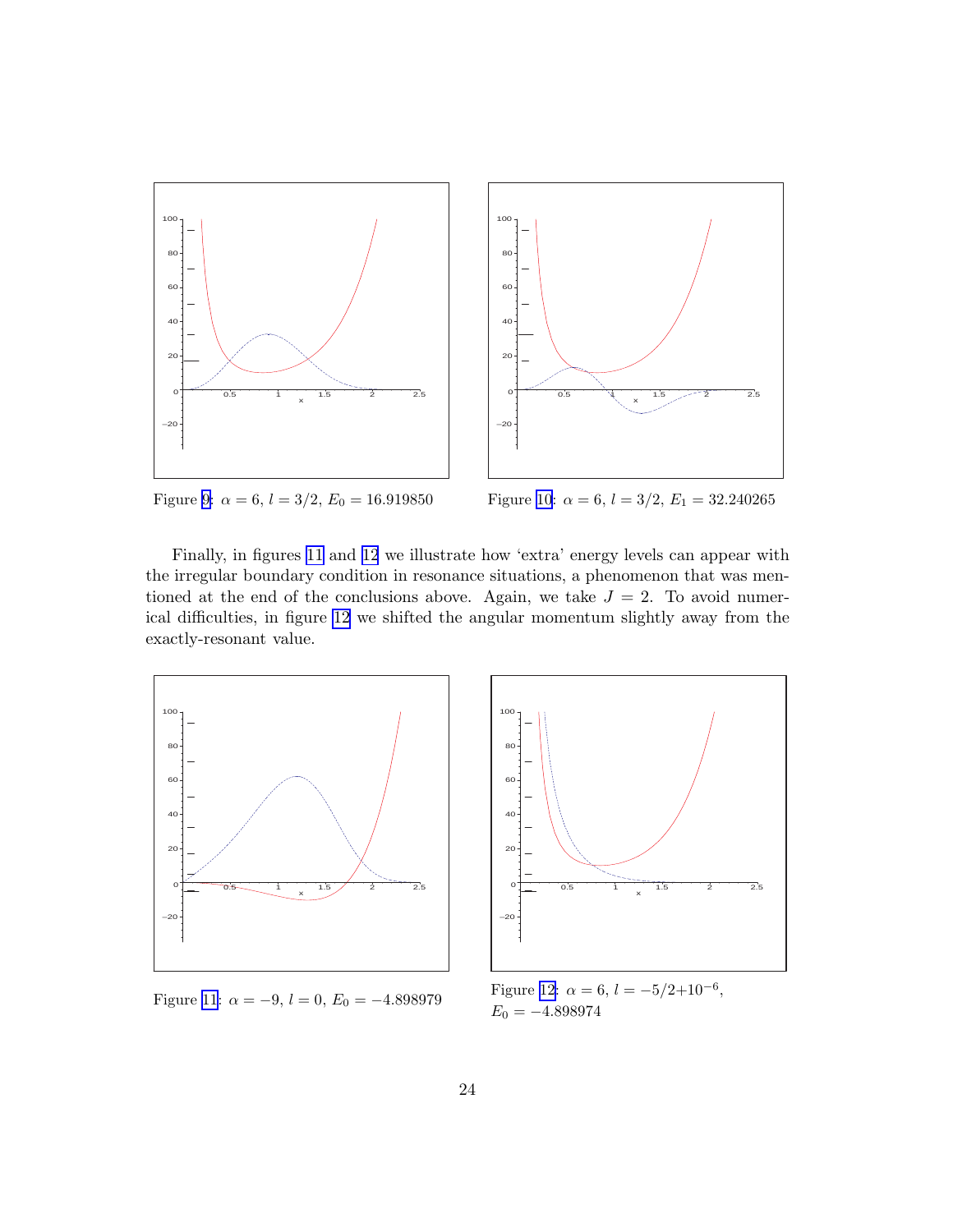Figure 9: $\alpha = 6$, $l = 3/2$, $E_0 = 16.919850$

Figure 10: $\alpha = 6$, $l = 3/2$, $E_1 = 32.240265$

Finally, in figures 11 and 12 we illustrate how 'extra' energy levels can appear with the irregular boundary condition in resonance situations, a phenomenon that was mentioned at the end of the conclusions above. Again, we take $J = 2$. To avoid numerical difficulties, in figure 12 we shifted the angular momentum slightly away from the exactly-resonant value.

Figure 11: $\alpha = -9$, $l = 0$, $E_0 = -4.898979$

Figure 12: $\alpha = 6$, $l = -5/2+10^{-6}$, $E_0 = -4.898974$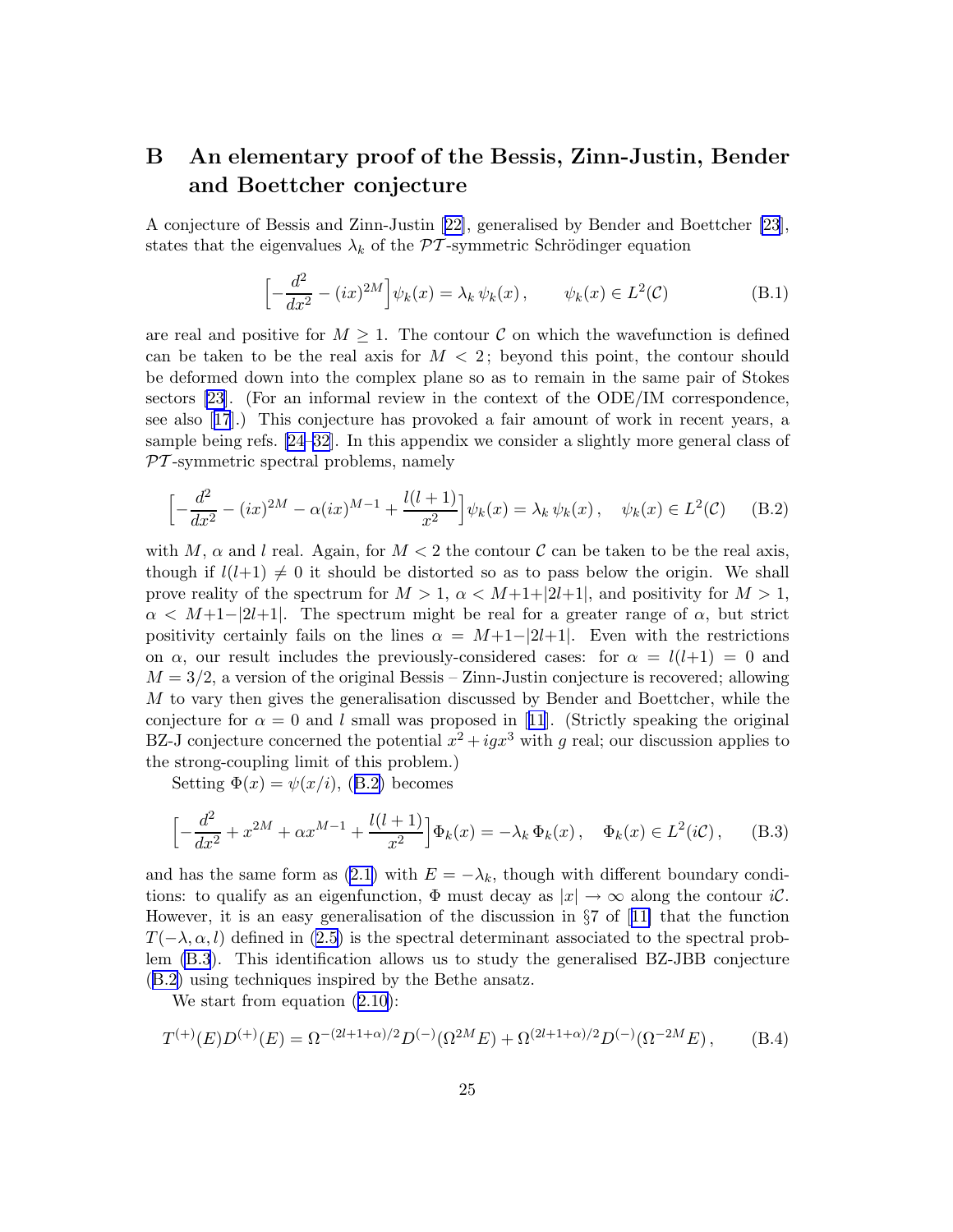## B An elementary proof of the Bessis, Zinn-Justin, Bender and Boettcher conjecture

A conjecture of Bessis and Zinn-Justin [22], generalised by Bender and Boettcher [23], states that the eigenvalues $\lambda_k$ of the $\mathcal{PT}$-symmetric Schrödinger equation

$$\Big[-\frac{d^2}{dx^2} - (ix)^{2M}\Big]\psi_k(x) = \lambda_k\,\psi_k(x)\,, \qquad \psi_k(x) \in L^2(\mathcal{C}) \tag{B.1}$$

are real and positive for $M \geq 1$. The contour $\mathcal{C}$ on which the wavefunction is defined can be taken to be the real axis for $M < 2$; beyond this point, the contour should be deformed down into the complex plane so as to remain in the same pair of Stokes sectors [23]. (For an informal review in the context of the ODE/IM correspondence, see also [17].) This conjecture has provoked a fair amount of work in recent years, a sample being refs. [24–32]. In this appendix we consider a slightly more general class of $\mathcal{PT}$-symmetric spectral problems, namely

$$\Big[-\frac{d^2}{dx^2} - (ix)^{2M} - \alpha(ix)^{M-1} + \frac{l(l+1)}{x^2}\Big]\psi_k(x) = \lambda_k\,\psi_k(x)\,, \quad \psi_k(x) \in L^2(\mathcal{C}) \tag{B.2}$$

with $M$, $\alpha$ and $l$ real. Again, for $M < 2$ the contour $\mathcal{C}$ can be taken to be the real axis, though if $l(l+1) \neq 0$ it should be distorted so as to pass below the origin. We shall prove reality of the spectrum for $M > 1$, $\alpha < M+1+|2l+1|$, and positivity for $M > 1$, $\alpha < M+1-|2l+1|$. The spectrum might be real for a greater range of $\alpha$, but strict positivity certainly fails on the lines $\alpha = M+1-|2l+1|$. Even with the restrictions on $\alpha$, our result includes the previously-considered cases: for $\alpha = l(l+1) = 0$ and $M = 3/2$, a version of the original Bessis – Zinn-Justin conjecture is recovered; allowing $M$ to vary then gives the generalisation discussed by Bender and Boettcher, while the conjecture for $\alpha = 0$ and $l$ small was proposed in [11]. (Strictly speaking the original BZ-J conjecture concerned the potential $x^2 + igx^3$ with $g$ real; our discussion applies to the strong-coupling limit of this problem.)

Setting $\Phi(x) = \psi(x/i)$, (B.2) becomes

$$\Big[-\frac{d^2}{dx^2} + x^{2M} + \alpha x^{M-1} + \frac{l(l+1)}{x^2}\Big]\Phi_k(x) = -\lambda_k\,\Phi_k(x)\,, \quad \Phi_k(x) \in L^2(i\mathcal{C})\,, \tag{B.3}$$

and has the same form as (2.1) with $E = -\lambda_k$, though with different boundary conditions: to qualify as an eigenfunction, $\Phi$ must decay as $|x| \to \infty$ along the contour $i\mathcal{C}$. However, it is an easy generalisation of the discussion in §7 of [11] that the function $T(-\lambda,\alpha,l)$ defined in (2.5) is the spectral determinant associated to the spectral problem (B.3). This identification allows us to study the generalised BZ-JBB conjecture (B.2) using techniques inspired by the Bethe ansatz.

We start from equation (2.10):

$$T^{(+)}(E)D^{(+)}(E) = \Omega^{-(2l+1+\alpha)/2}D^{(-)}(\Omega^{2M}E) + \Omega^{(2l+1+\alpha)/2}D^{(-)}(\Omega^{-2M}E)\,, \tag{B.4}$$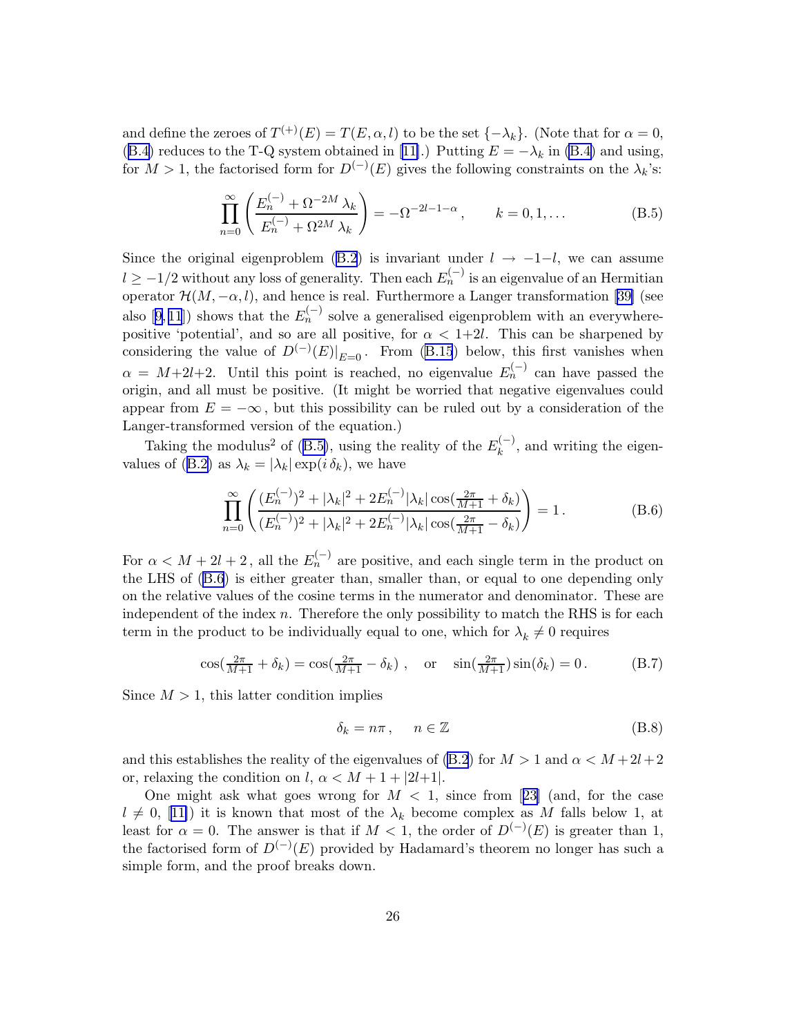and define the zeroes of $T^{(+)}(E) = T(E, \alpha, l)$ to be the set $\{-\lambda_k\}$. (Note that for $\alpha = 0$, (B.4) reduces to the T-Q system obtained in [11].) Putting $E = -\lambda_k$ in (B.4) and using, for $M > 1$, the factorised form for $D^{(-)}(E)$ gives the following constraints on the $\lambda_k$'s:

$$\prod_{n=0}^{\infty} \left( \frac{E_n^{(-)} + \Omega^{-2M} \lambda_k}{E_n^{(-)} + \Omega^{2M} \lambda_k} \right) = -\Omega^{-2l-1-\alpha} \,, \qquad k = 0, 1, \ldots \tag{B.5}$$

Since the original eigenproblem (B.2) is invariant under $l \to -1-l$, we can assume $l \geq -1/2$ without any loss of generality. Then each $E_n^{(-)}$ is an eigenvalue of an Hermitian operator $\mathcal{H}(M, -\alpha, l)$, and hence is real. Furthermore a Langer transformation [39] (see also [9,11]) shows that the $E_n^{(-)}$ solve a generalised eigenproblem with an everywhere-positive 'potential', and so are all positive, for $\alpha < 1{+}2l$. This can be sharpened by considering the value of $D^{(-)}(E)|_{E=0}$. From (B.15) below, this first vanishes when $\alpha = M{+}2l{+}2$. Until this point is reached, no eigenvalue $E_n^{(-)}$ can have passed the origin, and all must be positive. (It might be worried that negative eigenvalues could appear from $E = -\infty$, but this possibility can be ruled out by a consideration of the Langer-transformed version of the equation.)

Taking the modulus$^2$ of (B.5), using the reality of the $E_k^{(-)}$, and writing the eigenvalues of (B.2) as $\lambda_k = |\lambda_k| \exp(i\,\delta_k)$, we have

$$\prod_{n=0}^{\infty} \left( \frac{(E_n^{(-)})^2 + |\lambda_k|^2 + 2E_n^{(-)}|\lambda_k| \cos(\frac{2\pi}{M+1} + \delta_k)}{(E_n^{(-)})^2 + |\lambda_k|^2 + 2E_n^{(-)}|\lambda_k| \cos(\frac{2\pi}{M+1} - \delta_k)} \right) = 1\,. \tag{B.6}$$

For $\alpha < M + 2l + 2$, all the $E_n^{(-)}$ are positive, and each single term in the product on the LHS of (B.6) is either greater than, smaller than, or equal to one depending only on the relative values of the cosine terms in the numerator and denominator. These are independent of the index $n$. Therefore the only possibility to match the RHS is for each term in the product to be individually equal to one, which for $\lambda_k \neq 0$ requires

$$\cos(\tfrac{2\pi}{M+1} + \delta_k) = \cos(\tfrac{2\pi}{M+1} - \delta_k) \;, \quad \text{or} \quad \sin(\tfrac{2\pi}{M+1}) \sin(\delta_k) = 0\,. \tag{B.7}$$

Since $M > 1$, this latter condition implies

$$\delta_k = n\pi \,, \qquad n \in \mathbb{Z} \tag{B.8}$$

and this establishes the reality of the eigenvalues of (B.2) for $M > 1$ and $\alpha < M{+}2l{+}2$ or, relaxing the condition on $l$, $\alpha < M + 1 + |2l{+}1|$.

One might ask what goes wrong for $M < 1$, since from [23] (and, for the case $l \neq 0$, [11]) it is known that most of the $\lambda_k$ become complex as $M$ falls below 1, at least for $\alpha = 0$. The answer is that if $M < 1$, the order of $D^{(-)}(E)$ is greater than 1, the factorised form of $D^{(-)}(E)$ provided by Hadamard's theorem no longer has such a simple form, and the proof breaks down.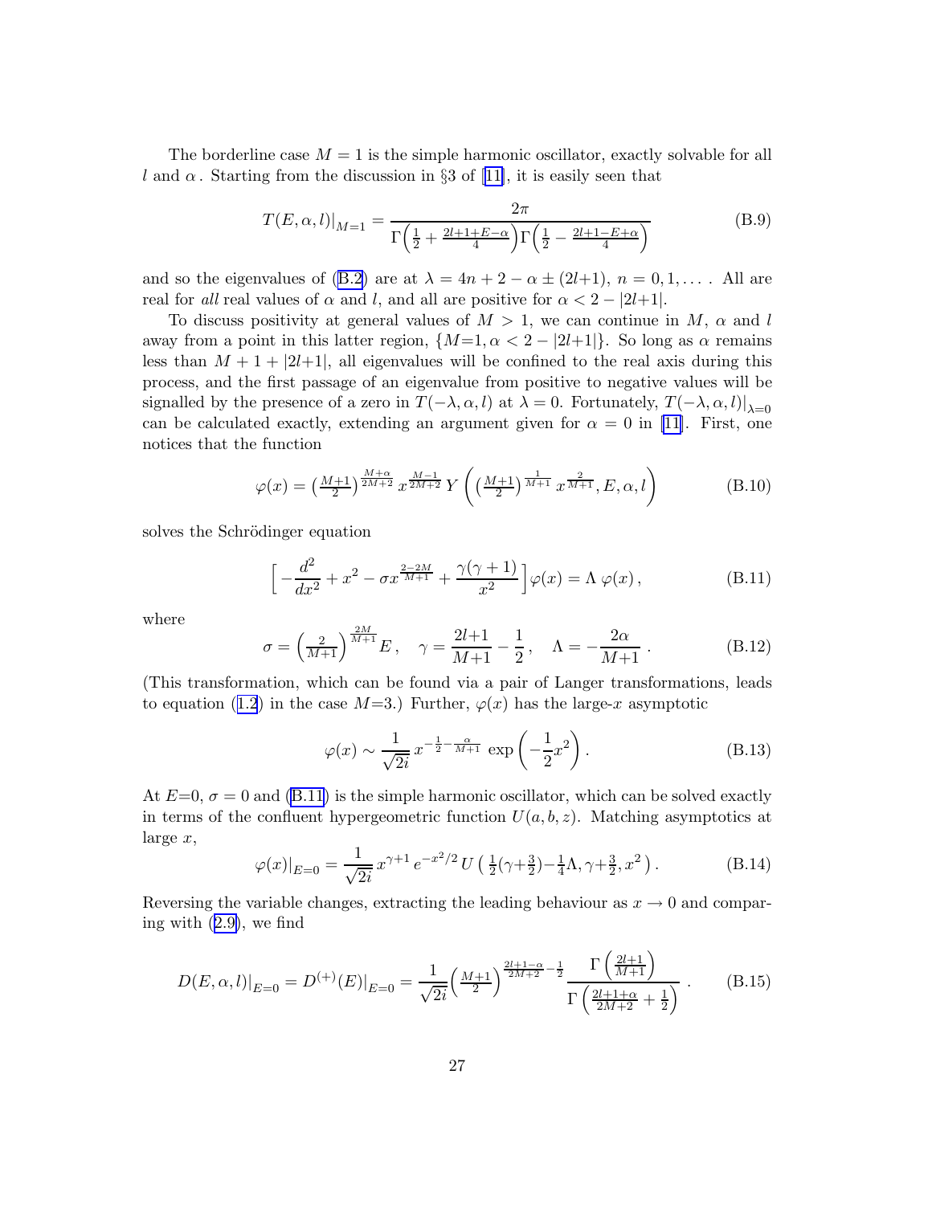The borderline case $M = 1$ is the simple harmonic oscillator, exactly solvable for all $l$ and $\alpha$. Starting from the discussion in §3 of [11], it is easily seen that

$$T(E,\alpha,l)|_{M=1} = \frac{2\pi}{\Gamma\Big(\frac{1}{2} + \frac{2l+1+E-\alpha}{4}\Big)\Gamma\Big(\frac{1}{2} - \frac{2l+1-E+\alpha}{4}\Big)} \tag{B.9}$$

and so the eigenvalues of (B.2) are at $\lambda = 4n + 2 - \alpha \pm (2l{+}1)$, $n = 0, 1, \ldots$ . All are real for *all* real values of $\alpha$ and $l$, and all are positive for $\alpha < 2 - |2l{+}1|$.

To discuss positivity at general values of $M > 1$, we can continue in $M$, $\alpha$ and $l$ away from a point in this latter region, $\{M{=}1, \alpha < 2 - |2l{+}1|\}$. So long as $\alpha$ remains less than $M + 1 + |2l{+}1|$, all eigenvalues will be confined to the real axis during this process, and the first passage of an eigenvalue from positive to negative values will be signalled by the presence of a zero in $T(-\lambda, \alpha, l)$ at $\lambda = 0$. Fortunately, $T(-\lambda, \alpha, l)|_{\lambda=0}$ can be calculated exactly, extending an argument given for $\alpha = 0$ in [11]. First, one notices that the function

$$\varphi(x) = \left(\tfrac{M+1}{2}\right)^{\frac{M+\alpha}{2M+2}} x^{\frac{M-1}{2M+2}}\, Y\left(\left(\tfrac{M+1}{2}\right)^{\frac{1}{M+1}} x^{\frac{2}{M+1}}, E, \alpha, l\right) \tag{B.10}$$

solves the Schrödinger equation

$$\Big[-\frac{d^2}{dx^2} + x^2 - \sigma x^{\frac{2-2M}{M+1}} + \frac{\gamma(\gamma+1)}{x^2}\Big]\varphi(x) = \Lambda\,\varphi(x)\,, \tag{B.11}$$

where

$$\sigma = \left(\tfrac{2}{M+1}\right)^{\frac{2M}{M+1}} E\,, \quad \gamma = \frac{2l{+}1}{M{+}1} - \frac{1}{2}\,, \quad \Lambda = -\frac{2\alpha}{M{+}1}\,. \tag{B.12}$$

(This transformation, which can be found via a pair of Langer transformations, leads to equation (1.2) in the case $M{=}3$.) Further, $\varphi(x)$ has the large-$x$ asymptotic

$$\varphi(x) \sim \frac{1}{\sqrt{2i}}\, x^{-\frac{1}{2}-\frac{\alpha}{M+1}}\, \exp\left(-\frac{1}{2}x^2\right). \tag{B.13}$$

At $E{=}0$, $\sigma = 0$ and (B.11) is the simple harmonic oscillator, which can be solved exactly in terms of the confluent hypergeometric function $U(a, b, z)$. Matching asymptotics at large $x$,

$$\varphi(x)|_{E=0} = \frac{1}{\sqrt{2i}}\, x^{\gamma+1}\, e^{-x^2/2}\, U\left(\tfrac{1}{2}(\gamma{+}\tfrac{3}{2}){-}\tfrac{1}{4}\Lambda, \gamma{+}\tfrac{3}{2}, x^2\right). \tag{B.14}$$

Reversing the variable changes, extracting the leading behaviour as $x \to 0$ and comparing with (2.9), we find

$$D(E,\alpha,l)|_{E=0} = D^{(+)}(E)|_{E=0} = \frac{1}{\sqrt{2i}}\Big(\tfrac{M+1}{2}\Big)^{\frac{2l+1-\alpha}{2M+2}-\frac{1}{2}} \frac{\Gamma\left(\frac{2l+1}{M+1}\right)}{\Gamma\left(\frac{2l+1+\alpha}{2M+2}+\frac{1}{2}\right)}\,. \tag{B.15}$$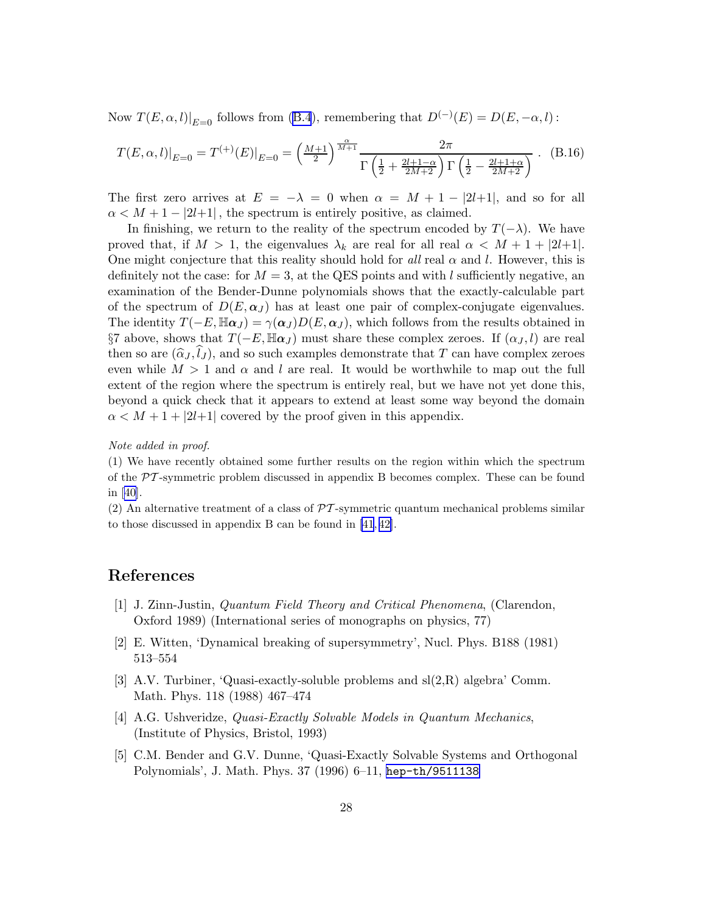Now $T(E,\alpha,l)|_{E=0}$ follows from (B.4), remembering that $D^{(-)}(E) = D(E,-\alpha,l)$:

$$T(E,\alpha,l)|_{E=0} = T^{(+)}(E)|_{E=0} = \left(\frac{M+1}{2}\right)^{\frac{\alpha}{M+1}} \frac{2\pi}{\Gamma\left(\frac{1}{2}+\frac{2l+1-\alpha}{2M+2}\right)\Gamma\left(\frac{1}{2}-\frac{2l+1+\alpha}{2M+2}\right)} \ . \quad \text{(B.16)}$$

The first zero arrives at $E = -\lambda = 0$ when $\alpha = M+1-|2l{+}1|$, and so for all $\alpha < M+1-|2l{+}1|$, the spectrum is entirely positive, as claimed.

In finishing, we return to the reality of the spectrum encoded by $T(-\lambda)$. We have proved that, if $M > 1$, the eigenvalues $\lambda_k$ are real for all real $\alpha < M+1+|2l{+}1|$. One might conjecture that this reality should hold for *all* real $\alpha$ and $l$. However, this is definitely not the case: for $M = 3$, at the QES points and with $l$ sufficiently negative, an examination of the Bender-Dunne polynomials shows that the exactly-calculable part of the spectrum of $D(E,\boldsymbol{\alpha}_J)$ has at least one pair of complex-conjugate eigenvalues. The identity $T(-E,\mathbb{H}\boldsymbol{\alpha}_J) = \gamma(\boldsymbol{\alpha}_J)D(E,\boldsymbol{\alpha}_J)$, which follows from the results obtained in §7 above, shows that $T(-E,\mathbb{H}\boldsymbol{\alpha}_J)$ must share these complex zeroes. If $(\alpha_J, l)$ are real then so are $(\widehat{\alpha}_J, \widehat{l}_J)$, and so such examples demonstrate that $T$ can have complex zeroes even while $M > 1$ and $\alpha$ and $l$ are real. It would be worthwhile to map out the full extent of the region where the spectrum is entirely real, but we have not yet done this, beyond a quick check that it appears to extend at least some way beyond the domain $\alpha < M+1+|2l{+}1|$ covered by the proof given in this appendix.

*Note added in proof.*

(1) We have recently obtained some further results on the region within which the spectrum of the $\mathcal{PT}$-symmetric problem discussed in appendix B becomes complex. These can be found in [40].

(2) An alternative treatment of a class of $\mathcal{PT}$-symmetric quantum mechanical problems similar to those discussed in appendix B can be found in [41, 42].

## References

[1] J. Zinn-Justin, *Quantum Field Theory and Critical Phenomena*, (Clarendon, Oxford 1989) (International series of monographs on physics, 77)

[2] E. Witten, 'Dynamical breaking of supersymmetry', Nucl. Phys. B188 (1981) 513–554

[3] A.V. Turbiner, 'Quasi-exactly-soluble problems and sl(2,R) algebra' Comm. Math. Phys. 118 (1988) 467–474

[4] A.G. Ushveridze, *Quasi-Exactly Solvable Models in Quantum Mechanics*, (Institute of Physics, Bristol, 1993)

[5] C.M. Bender and G.V. Dunne, 'Quasi-Exactly Solvable Systems and Orthogonal Polynomials', J. Math. Phys. 37 (1996) 6–11, hep-th/9511138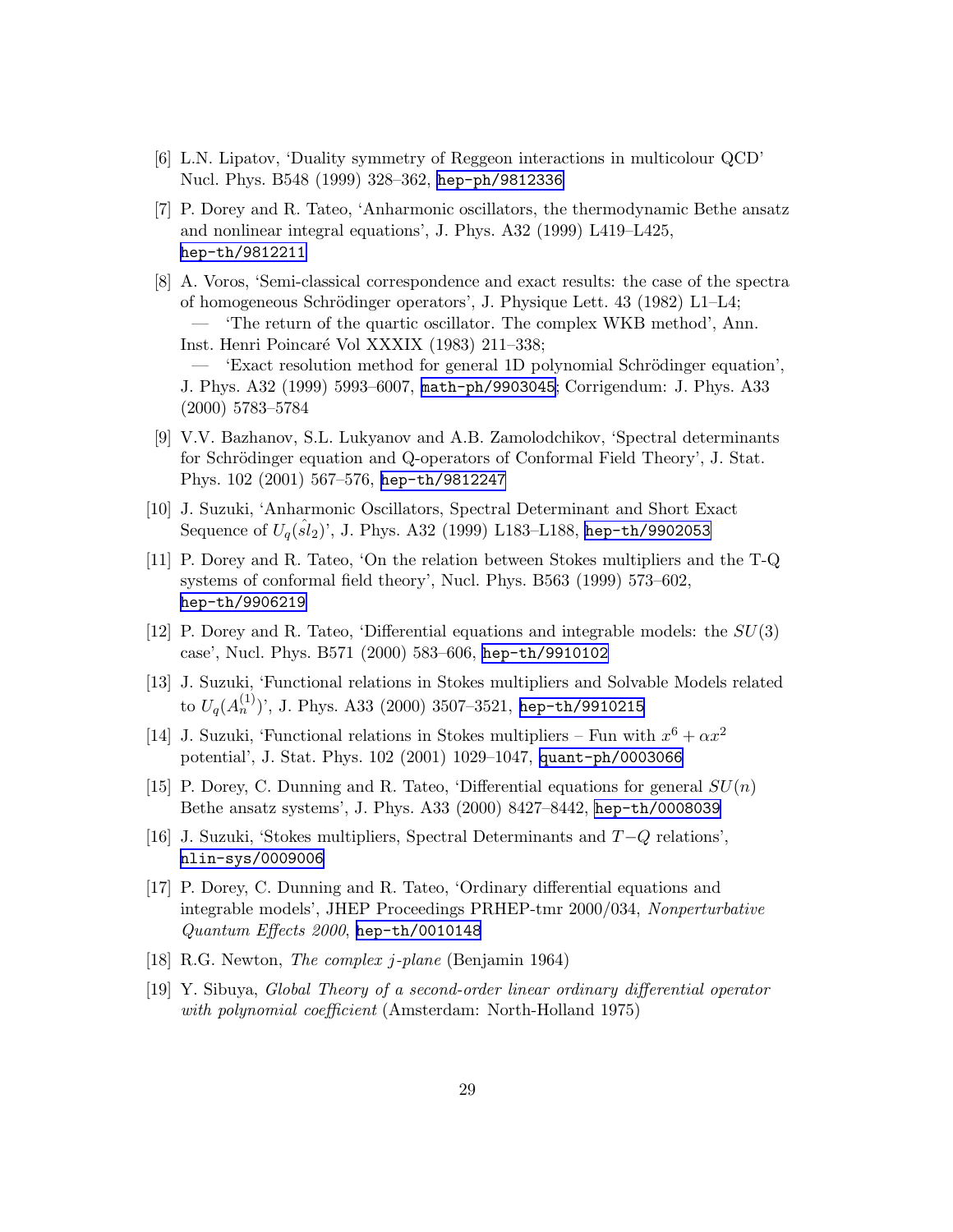[6] L.N. Lipatov, 'Duality symmetry of Reggeon interactions in multicolour QCD' Nucl. Phys. B548 (1999) 328–362, hep-ph/9812336

[7] P. Dorey and R. Tateo, 'Anharmonic oscillators, the thermodynamic Bethe ansatz and nonlinear integral equations', J. Phys. A32 (1999) L419–L425, hep-th/9812211

[8] A. Voros, 'Semi-classical correspondence and exact results: the case of the spectra of homogeneous Schrödinger operators', J. Physique Lett. 43 (1982) L1–L4;
— 'The return of the quartic oscillator. The complex WKB method', Ann. Inst. Henri Poincaré Vol XXXIX (1983) 211–338;
— 'Exact resolution method for general 1D polynomial Schrödinger equation', J. Phys. A32 (1999) 5993–6007, math-ph/9903045; Corrigendum: J. Phys. A33 (2000) 5783–5784

[9] V.V. Bazhanov, S.L. Lukyanov and A.B. Zamolodchikov, 'Spectral determinants for Schrödinger equation and Q-operators of Conformal Field Theory', J. Stat. Phys. 102 (2001) 567–576, hep-th/9812247

[10] J. Suzuki, 'Anharmonic Oscillators, Spectral Determinant and Short Exact Sequence of $U_q(\hat{sl}_2)$', J. Phys. A32 (1999) L183–L188, hep-th/9902053

[11] P. Dorey and R. Tateo, 'On the relation between Stokes multipliers and the T-Q systems of conformal field theory', Nucl. Phys. B563 (1999) 573–602, hep-th/9906219

[12] P. Dorey and R. Tateo, 'Differential equations and integrable models: the $SU(3)$ case', Nucl. Phys. B571 (2000) 583–606, hep-th/9910102

[13] J. Suzuki, 'Functional relations in Stokes multipliers and Solvable Models related to $U_q(A_n^{(1)})$', J. Phys. A33 (2000) 3507–3521, hep-th/9910215

[14] J. Suzuki, 'Functional relations in Stokes multipliers – Fun with $x^6 + \alpha x^2$ potential', J. Stat. Phys. 102 (2001) 1029–1047, quant-ph/0003066

[15] P. Dorey, C. Dunning and R. Tateo, 'Differential equations for general $SU(n)$ Bethe ansatz systems', J. Phys. A33 (2000) 8427–8442, hep-th/0008039

[16] J. Suzuki, 'Stokes multipliers, Spectral Determinants and $T{-}Q$ relations', nlin-sys/0009006

[17] P. Dorey, C. Dunning and R. Tateo, 'Ordinary differential equations and integrable models', JHEP Proceedings PRHEP-tmr 2000/034, *Nonperturbative Quantum Effects 2000*, hep-th/0010148

[18] R.G. Newton, *The complex j-plane* (Benjamin 1964)

[19] Y. Sibuya, *Global Theory of a second-order linear ordinary differential operator with polynomial coefficient* (Amsterdam: North-Holland 1975)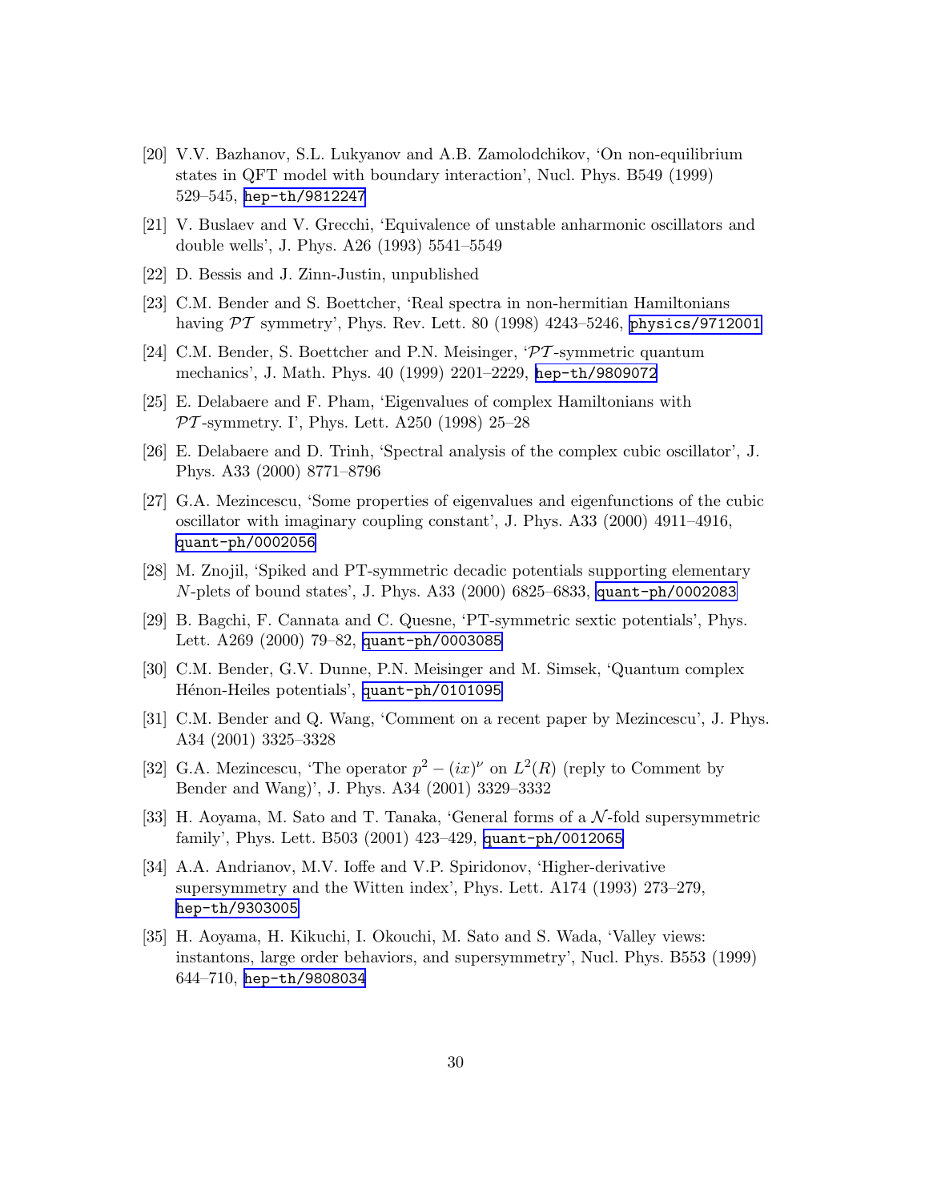[20] V.V. Bazhanov, S.L. Lukyanov and A.B. Zamolodchikov, 'On non-equilibrium states in QFT model with boundary interaction', Nucl. Phys. B549 (1999) 529–545, hep-th/9812247

[21] V. Buslaev and V. Grecchi, 'Equivalence of unstable anharmonic oscillators and double wells', J. Phys. A26 (1993) 5541–5549

[22] D. Bessis and J. Zinn-Justin, unpublished

[23] C.M. Bender and S. Boettcher, 'Real spectra in non-hermitian Hamiltonians having $\mathcal{PT}$ symmetry', Phys. Rev. Lett. 80 (1998) 4243–5246, physics/9712001

[24] C.M. Bender, S. Boettcher and P.N. Meisinger, '$\mathcal{PT}$-symmetric quantum mechanics', J. Math. Phys. 40 (1999) 2201–2229, hep-th/9809072

[25] E. Delabaere and F. Pham, 'Eigenvalues of complex Hamiltonians with $\mathcal{PT}$-symmetry. I', Phys. Lett. A250 (1998) 25–28

[26] E. Delabaere and D. Trinh, 'Spectral analysis of the complex cubic oscillator', J. Phys. A33 (2000) 8771–8796

[27] G.A. Mezincescu, 'Some properties of eigenvalues and eigenfunctions of the cubic oscillator with imaginary coupling constant', J. Phys. A33 (2000) 4911–4916, quant-ph/0002056

[28] M. Znojil, 'Spiked and PT-symmetric decadic potentials supporting elementary $N$-plets of bound states', J. Phys. A33 (2000) 6825–6833, quant-ph/0002083

[29] B. Bagchi, F. Cannata and C. Quesne, 'PT-symmetric sextic potentials', Phys. Lett. A269 (2000) 79–82, quant-ph/0003085

[30] C.M. Bender, G.V. Dunne, P.N. Meisinger and M. Simsek, 'Quantum complex Hénon-Heiles potentials', quant-ph/0101095

[31] C.M. Bender and Q. Wang, 'Comment on a recent paper by Mezincescu', J. Phys. A34 (2001) 3325–3328

[32] G.A. Mezincescu, 'The operator $p^2 - (ix)^\nu$ on $L^2(R)$ (reply to Comment by Bender and Wang)', J. Phys. A34 (2001) 3329–3332

[33] H. Aoyama, M. Sato and T. Tanaka, 'General forms of a $\mathcal{N}$-fold supersymmetric family', Phys. Lett. B503 (2001) 423–429, quant-ph/0012065

[34] A.A. Andrianov, M.V. Ioffe and V.P. Spiridonov, 'Higher-derivative supersymmetry and the Witten index', Phys. Lett. A174 (1993) 273–279, hep-th/9303005

[35] H. Aoyama, H. Kikuchi, I. Okouchi, M. Sato and S. Wada, 'Valley views: instantons, large order behaviors, and supersymmetry', Nucl. Phys. B553 (1999) 644–710, hep-th/9808034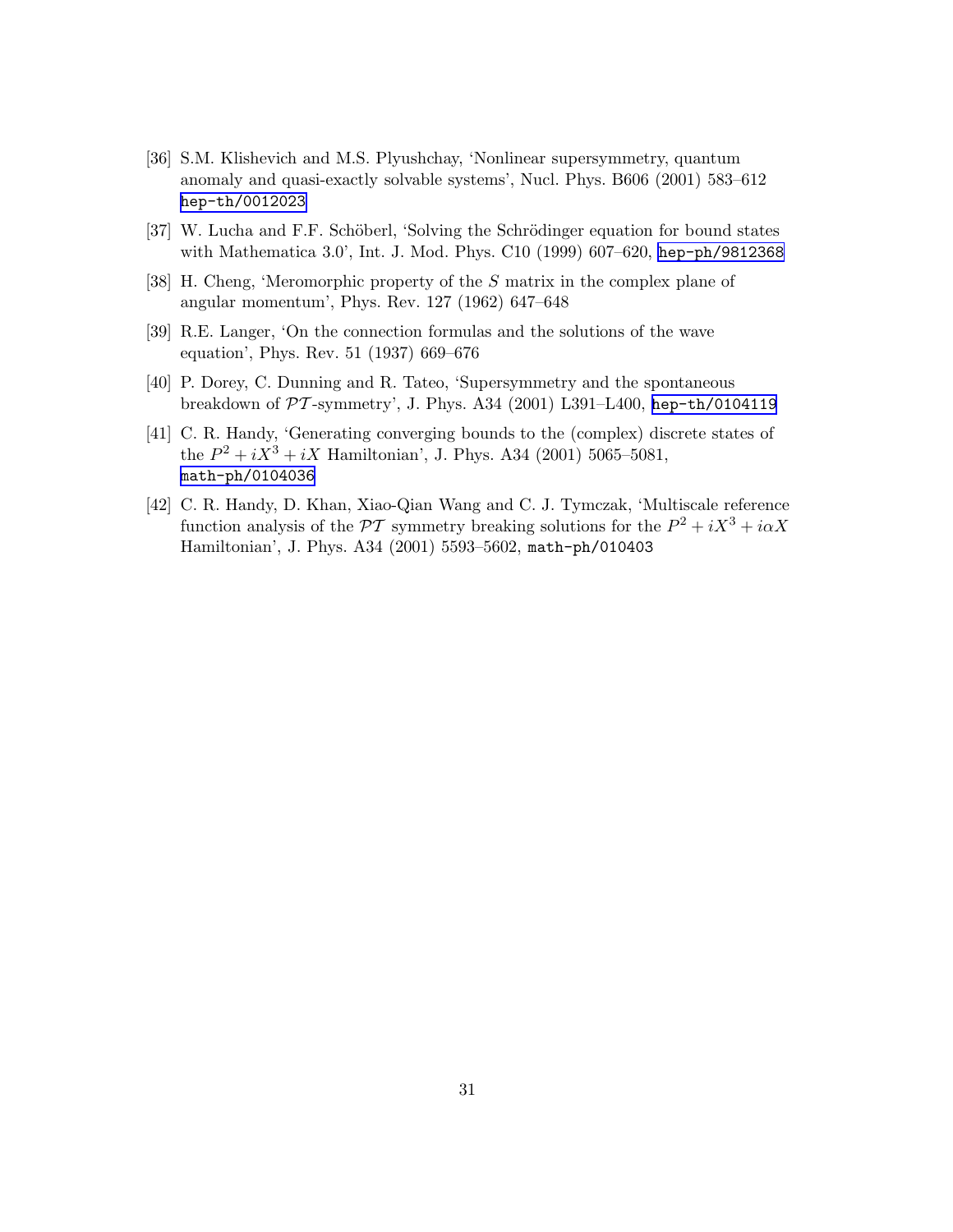[36] S.M. Klishevich and M.S. Plyushchay, 'Nonlinear supersymmetry, quantum anomaly and quasi-exactly solvable systems', Nucl. Phys. B606 (2001) 583–612 hep-th/0012023

[37] W. Lucha and F.F. Schöberl, 'Solving the Schrödinger equation for bound states with Mathematica 3.0', Int. J. Mod. Phys. C10 (1999) 607–620, hep-ph/9812368

[38] H. Cheng, 'Meromorphic property of the $S$ matrix in the complex plane of angular momentum', Phys. Rev. 127 (1962) 647–648

[39] R.E. Langer, 'On the connection formulas and the solutions of the wave equation', Phys. Rev. 51 (1937) 669–676

[40] P. Dorey, C. Dunning and R. Tateo, 'Supersymmetry and the spontaneous breakdown of $\mathcal{PT}$-symmetry', J. Phys. A34 (2001) L391–L400, hep-th/0104119

[41] C. R. Handy, 'Generating converging bounds to the (complex) discrete states of the $P^2 + iX^3 + iX$ Hamiltonian', J. Phys. A34 (2001) 5065–5081, math-ph/0104036

[42] C. R. Handy, D. Khan, Xiao-Qian Wang and C. J. Tymczak, 'Multiscale reference function analysis of the $\mathcal{PT}$ symmetry breaking solutions for the $P^2 + iX^3 + i\alpha X$ Hamiltonian', J. Phys. A34 (2001) 5593–5602, math-ph/010403